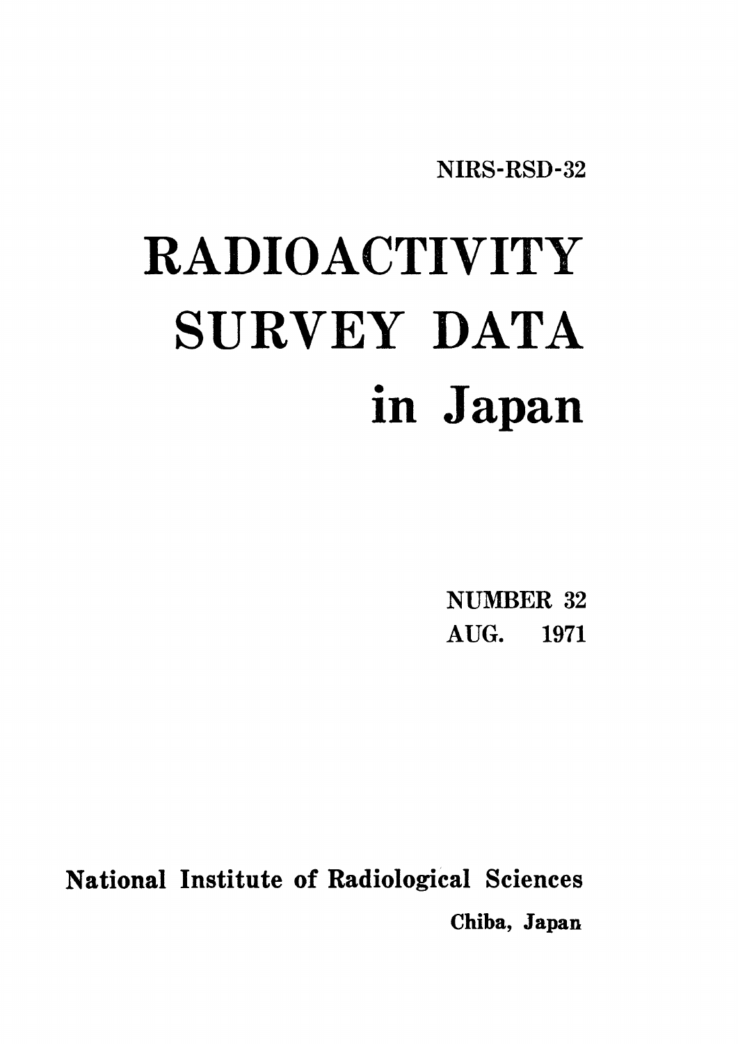NIRS-RSD-32

# RADIOACTIVITY SURVEY DATA in Japan

NUMBER 32
AUG. 1971

National Institute of Radiological Sciences
Chiba, Japan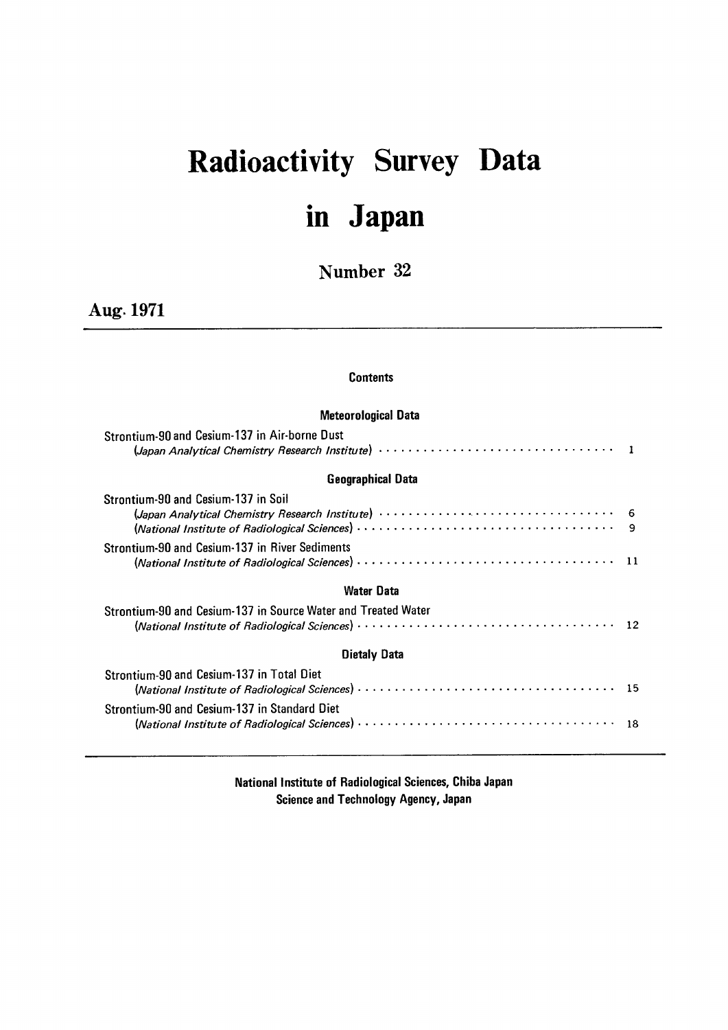# Radioactivity Survey Data in Japan

## Number 32

**Aug. 1971**

---

**Contents**

**Meteorological Data**

Strontium-90 and Cesium-137 in Air-borne Dust
(*Japan Analytical Chemistry Research Institute*) ········· 1

**Geographical Data**

Strontium-90 and Cesium-137 in Soil
(*Japan Analytical Chemistry Research Institute*) ········· 6
(*National Institute of Radiological Sciences*) ········· 9

Strontium-90 and Cesium-137 in River Sediments
(*National Institute of Radiological Sciences*) ········· 11

**Water Data**

Strontium-90 and Cesium-137 in Source Water and Treated Water
(*National Institute of Radiological Sciences*) ········· 12

**Dietaly Data**

Strontium-90 and Cesium-137 in Total Diet
(*National Institute of Radiological Sciences*) ········· 15

Strontium-90 and Cesium-137 in Standard Diet
(*National Institute of Radiological Sciences*) ········· 18

---

**National Institute of Radiological Sciences, Chiba Japan**
**Science and Technology Agency, Japan**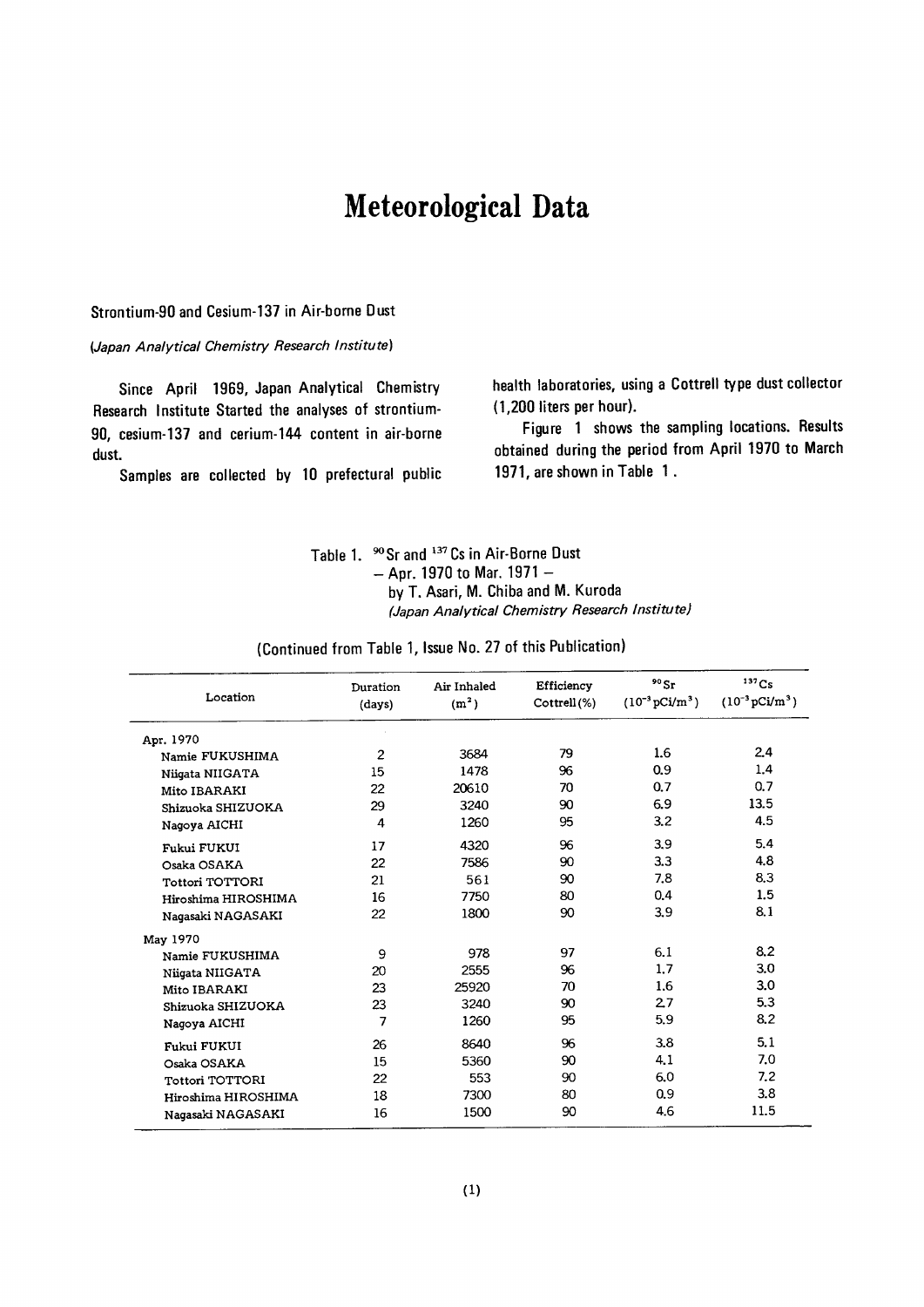# Meteorological Data

## Strontium-90 and Cesium-137 in Air-borne Dust

*(Japan Analytical Chemistry Research Institute)*

Since April 1969, Japan Analytical Chemistry Research Institute Started the analyses of strontium-90, cesium-137 and cerium-144 content in air-borne dust.

Samples are collected by 10 prefectural public health laboratories, using a Cottrell type dust collector (1,200 liters per hour).

Figure 1 shows the sampling locations. Results obtained during the period from April 1970 to March 1971, are shown in Table 1.

Table 1. $^{90}Sr$ and $^{137}Cs$ in Air-Borne Dust
– Apr. 1970 to Mar. 1971 –
by T. Asari, M. Chiba and M. Kuroda
*(Japan Analytical Chemistry Research Institute)*

(Continued from Table 1, Issue No. 27 of this Publication)

| Location | Duration (days) | Air Inhaled ($m^3$) | Efficiency Cottrell(%) | $^{90}Sr$ ($10^{-3}$pCi/$m^3$) | $^{137}Cs$ ($10^{-3}$pCi/$m^3$) |
|---|---|---|---|---|---|
| Apr. 1970 | | | | | |
| Namie FUKUSHIMA | 2 | 3684 | 79 | 1.6 | 2.4 |
| Niigata NIIGATA | 15 | 1478 | 96 | 0.9 | 1.4 |
| Mito IBARAKI | 22 | 20610 | 70 | 0.7 | 0.7 |
| Shizuoka SHIZUOKA | 29 | 3240 | 90 | 6.9 | 13.5 |
| Nagoya AICHI | 4 | 1260 | 95 | 3.2 | 4.5 |
| Fukui FUKUI | 17 | 4320 | 96 | 3.9 | 5.4 |
| Osaka OSAKA | 22 | 7586 | 90 | 3.3 | 4.8 |
| Tottori TOTTORI | 21 | 561 | 90 | 7.8 | 8.3 |
| Hiroshima HIROSHIMA | 16 | 7750 | 80 | 0.4 | 1.5 |
| Nagasaki NAGASAKI | 22 | 1800 | 90 | 3.9 | 8.1 |
| May 1970 | | | | | |
| Namie FUKUSHIMA | 9 | 978 | 97 | 6.1 | 8.2 |
| Niigata NIIGATA | 20 | 2555 | 96 | 1.7 | 3.0 |
| Mito IBARAKI | 23 | 25920 | 70 | 1.6 | 3.0 |
| Shizuoka SHIZUOKA | 23 | 3240 | 90 | 2.7 | 5.3 |
| Nagoya AICHI | 7 | 1260 | 95 | 5.9 | 8.2 |
| Fukui FUKUI | 26 | 8640 | 96 | 3.8 | 5.1 |
| Osaka OSAKA | 15 | 5360 | 90 | 4.1 | 7.0 |
| Tottori TOTTORI | 22 | 553 | 90 | 6.0 | 7.2 |
| Hiroshima HIROSHIMA | 18 | 7300 | 80 | 0.9 | 3.8 |
| Nagasaki NAGASAKI | 16 | 1500 | 90 | 4.6 | 11.5 |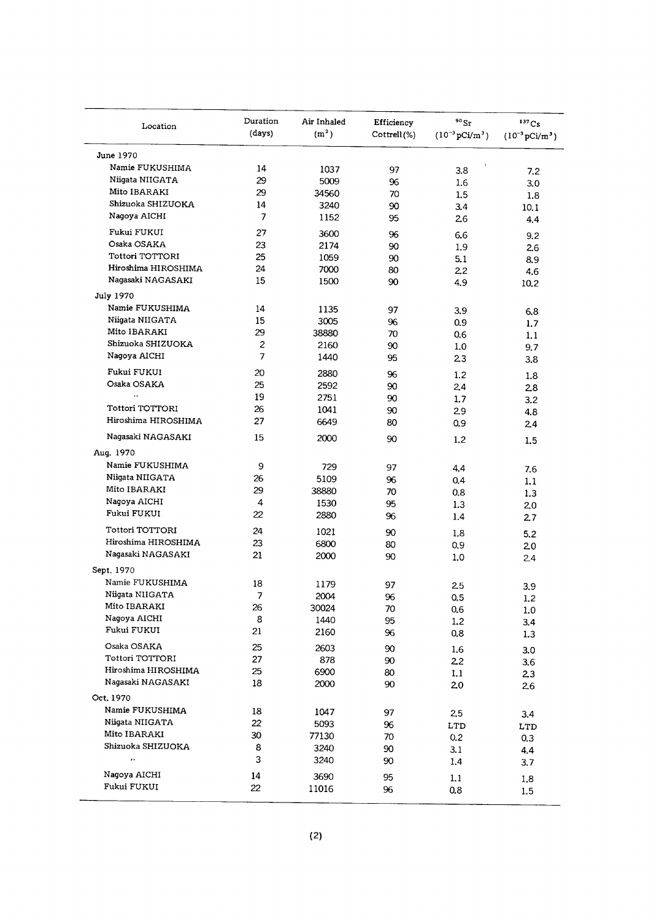| Location | Duration (days) | Air Inhaled ($m^3$) | Efficiency Cottrell(%) | $^{90}Sr$ ($10^{-3}pCi/m^3$) | $^{137}Cs$ ($10^{-3}pCi/m^3$) |
|---|---|---|---|---|---|
| June 1970 | | | | | |
| Namie FUKUSHIMA | 14 | 1037 | 97 | 3.8 | 7.2 |
| Niigata NIIGATA | 29 | 5009 | 96 | 1.6 | 3.0 |
| Mito IBARAKI | 29 | 34560 | 70 | 1.5 | 1.8 |
| Shizuoka SHIZUOKA | 14 | 3240 | 90 | 3.4 | 10.1 |
| Nagoya AICHI | 7 | 1152 | 95 | 2.6 | 4.4 |
| Fukui FUKUI | 27 | 3600 | 96 | 6.6 | 9.2 |
| Osaka OSAKA | 23 | 2174 | 90 | 1.9 | 2.6 |
| Tottori TOTTORI | 25 | 1059 | 90 | 5.1 | 8.9 |
| Hiroshima HIROSHIMA | 24 | 7000 | 80 | 2.2 | 4.6 |
| Nagasaki NAGASAKI | 15 | 1500 | 90 | 4.9 | 10.2 |
| July 1970 | | | | | |
| Namie FUKUSHIMA | 14 | 1135 | 97 | 3.9 | 6.8 |
| Niigata NIIGATA | 15 | 3005 | 96 | 0.9 | 1.7 |
| Mito IBARAKI | 29 | 38880 | 70 | 0.6 | 1.1 |
| Shizuoka SHIZUOKA | 2 | 2160 | 90 | 1.0 | 9.7 |
| Nagoya AICHI | 7 | 1440 | 95 | 2.3 | 3.8 |
| Fukui FUKUI | 20 | 2880 | 96 | 1.2 | 1.8 |
| Osaka OSAKA | 25 | 2592 | 90 | 2.4 | 2.8 |
| 〃 | 19 | 2751 | 90 | 1.7 | 3.2 |
| Tottori TOTTORI | 26 | 1041 | 90 | 2.9 | 4.8 |
| Hiroshima HIROSHIMA | 27 | 6649 | 80 | 0.9 | 2.4 |
| Nagasaki NAGASAKI | 15 | 2000 | 90 | 1.2 | 1.5 |
| Aug. 1970 | | | | | |
| Namie FUKUSHIMA | 9 | 729 | 97 | 4.4 | 7.6 |
| Niigata NIIGATA | 26 | 5109 | 96 | 0.4 | 1.1 |
| Mito IBARAKI | 29 | 38880 | 70 | 0.8 | 1.3 |
| Nagoya AICHI | 4 | 1530 | 95 | 1.3 | 2.0 |
| Fukui FUKUI | 22 | 2880 | 96 | 1.4 | 2.7 |
| Tottori TOTTORI | 24 | 1021 | 90 | 1.8 | 5.2 |
| Hiroshima HIROSHIMA | 23 | 6800 | 80 | 0.9 | 2.0 |
| Nagasaki NAGASAKI | 21 | 2000 | 90 | 1.0 | 2.4 |
| Sept. 1970 | | | | | |
| Namie FUKUSHIMA | 18 | 1179 | 97 | 2.5 | 3.9 |
| Niigata NIIGATA | 7 | 2004 | 96 | 0.5 | 1.2 |
| Mito IBARAKI | 26 | 30024 | 70 | 0.6 | 1.0 |
| Nagoya AICHI | 8 | 1440 | 95 | 1.2 | 3.4 |
| Fukui FUKUI | 21 | 2160 | 96 | 0.8 | 1.3 |
| Osaka OSAKA | 25 | 2603 | 90 | 1.6 | 3.0 |
| Tottori TOTTORI | 27 | 878 | 90 | 2.2 | 3.6 |
| Hiroshima HIROSHIMA | 25 | 6900 | 80 | 1.1 | 2.3 |
| Nagasaki NAGASAKI | 18 | 2000 | 90 | 2.0 | 2.6 |
| Oct. 1970 | | | | | |
| Namie FUKUSHIMA | 18 | 1047 | 97 | 2.5 | 3.4 |
| Niigata NIIGATA | 22 | 5093 | 96 | LTD | LTD |
| Mito IBARAKI | 30 | 77130 | 70 | 0.2 | 0.3 |
| Shizuoka SHIZUOKA | 8 | 3240 | 90 | 3.1 | 4.4 |
| 〃 | 3 | 3240 | 90 | 1.4 | 3.7 |
| Nagoya AICHI | 14 | 3690 | 95 | 1.1 | 1.8 |
| Fukui FUKUI | 22 | 11016 | 96 | 0.8 | 1.5 |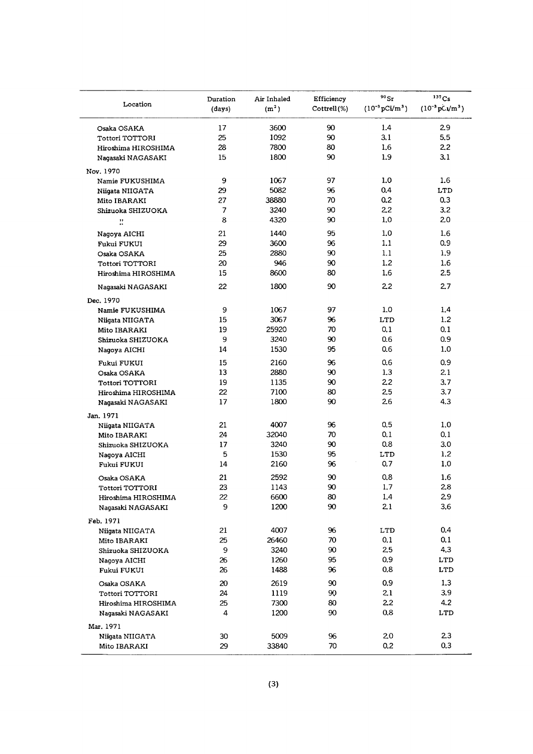| Location | Duration (days) | Air Inhaled ($m^3$) | Efficiency Cottrell(%) | $^{90}Sr$ ($10^{-3}$ pCi/$m^3$) | $^{137}Cs$ ($10^{-3}$ pCi/$m^3$) |
|---|---|---|---|---|---|
| Osaka OSAKA | 17 | 3600 | 90 | 1.4 | 2.9 |
| Tottori TOTTORI | 25 | 1092 | 90 | 3.1 | 5.5 |
| Hiroshima HIROSHIMA | 28 | 7800 | 80 | 1.6 | 2.2 |
| Nagasaki NAGASAKI | 15 | 1800 | 90 | 1.9 | 3.1 |
| Nov. 1970 | | | | | |
| Namie FUKUSHIMA | 9 | 1067 | 97 | 1.0 | 1.6 |
| Niigata NIIGATA | 29 | 5082 | 96 | 0.4 | LTD |
| Mito IBARAKI | 27 | 38880 | 70 | 0.2 | 0.3 |
| Shizuoka SHIZUOKA | 7 | 3240 | 90 | 2.2 | 3.2 |
| 〃 | 8 | 4320 | 90 | 1.0 | 2.0 |
| Nagoya AICHI | 21 | 1440 | 95 | 1.0 | 1.6 |
| Fukui FUKUI | 29 | 3600 | 96 | 1.1 | 0.9 |
| Osaka OSAKA | 25 | 2880 | 90 | 1.1 | 1.9 |
| Tottori TOTTORI | 20 | 946 | 90 | 1.2 | 1.6 |
| Hiroshima HIROSHIMA | 15 | 8600 | 80 | 1.6 | 2.5 |
| Nagasaki NAGASAKI | 22 | 1800 | 90 | 2.2 | 2.7 |
| Dec. 1970 | | | | | |
| Namie FUKUSHIMA | 9 | 1067 | 97 | 1.0 | 1.4 |
| Niigata NIIGATA | 15 | 3067 | 96 | LTD | 1.2 |
| Mito IBARAKI | 19 | 25920 | 70 | 0.1 | 0.1 |
| Shizuoka SHIZUOKA | 9 | 3240 | 90 | 0.6 | 0.9 |
| Nagoya AICHI | 14 | 1530 | 95 | 0.6 | 1.0 |
| Fukui FUKUI | 15 | 2160 | 96 | 0.6 | 0.9 |
| Osaka OSAKA | 13 | 2880 | 90 | 1.3 | 2.1 |
| Tottori TOTTORI | 19 | 1135 | 90 | 2.2 | 3.7 |
| Hiroshima HIROSHIMA | 22 | 7100 | 80 | 2.5 | 3.7 |
| Nagasaki NAGASAKI | 17 | 1800 | 90 | 2.6 | 4.3 |
| Jan. 1971 | | | | | |
| Niigata NIIGATA | 21 | 4007 | 96 | 0.5 | 1.0 |
| Mito IBARAKI | 24 | 32040 | 70 | 0.1 | 0.1 |
| Shizuoka SHIZUOKA | 17 | 3240 | 90 | 0.8 | 3.0 |
| Nagoya AICHI | 5 | 1530 | 95 | LTD | 1.2 |
| Fukui FUKUI | 14 | 2160 | 96 | 0.7 | 1.0 |
| Osaka OSAKA | 21 | 2592 | 90 | 0.8 | 1.6 |
| Tottori TOTTORI | 23 | 1143 | 90 | 1.7 | 2.8 |
| Hiroshima HIROSHIMA | 22 | 6600 | 80 | 1.4 | 2.9 |
| Nagasaki NAGASAKI | 9 | 1200 | 90 | 2.1 | 3.6 |
| Feb. 1971 | | | | | |
| Niigata NIIGATA | 21 | 4007 | 96 | LTD | 0.4 |
| Mito IBARAKI | 25 | 26460 | 70 | 0.1 | 0.1 |
| Shizuoka SHIZUOKA | 9 | 3240 | 90 | 2.5 | 4.3 |
| Nagoya AICHI | 26 | 1260 | 95 | 0.9 | LTD |
| Fukui FUKUI | 26 | 1488 | 96 | 0.8 | LTD |
| Osaka OSAKA | 20 | 2619 | 90 | 0.9 | 1.3 |
| Tottori TOTTORI | 24 | 1119 | 90 | 2.1 | 3.9 |
| Hiroshima HIROSHIMA | 25 | 7300 | 80 | 2.2 | 4.2 |
| Nagasaki NAGASAKI | 4 | 1200 | 90 | 0.8 | LTD |
| Mar. 1971 | | | | | |
| Niigata NIIGATA | 30 | 5009 | 96 | 2.0 | 2.3 |
| Mito IBARAKI | 29 | 33840 | 70 | 0.2 | 0.3 |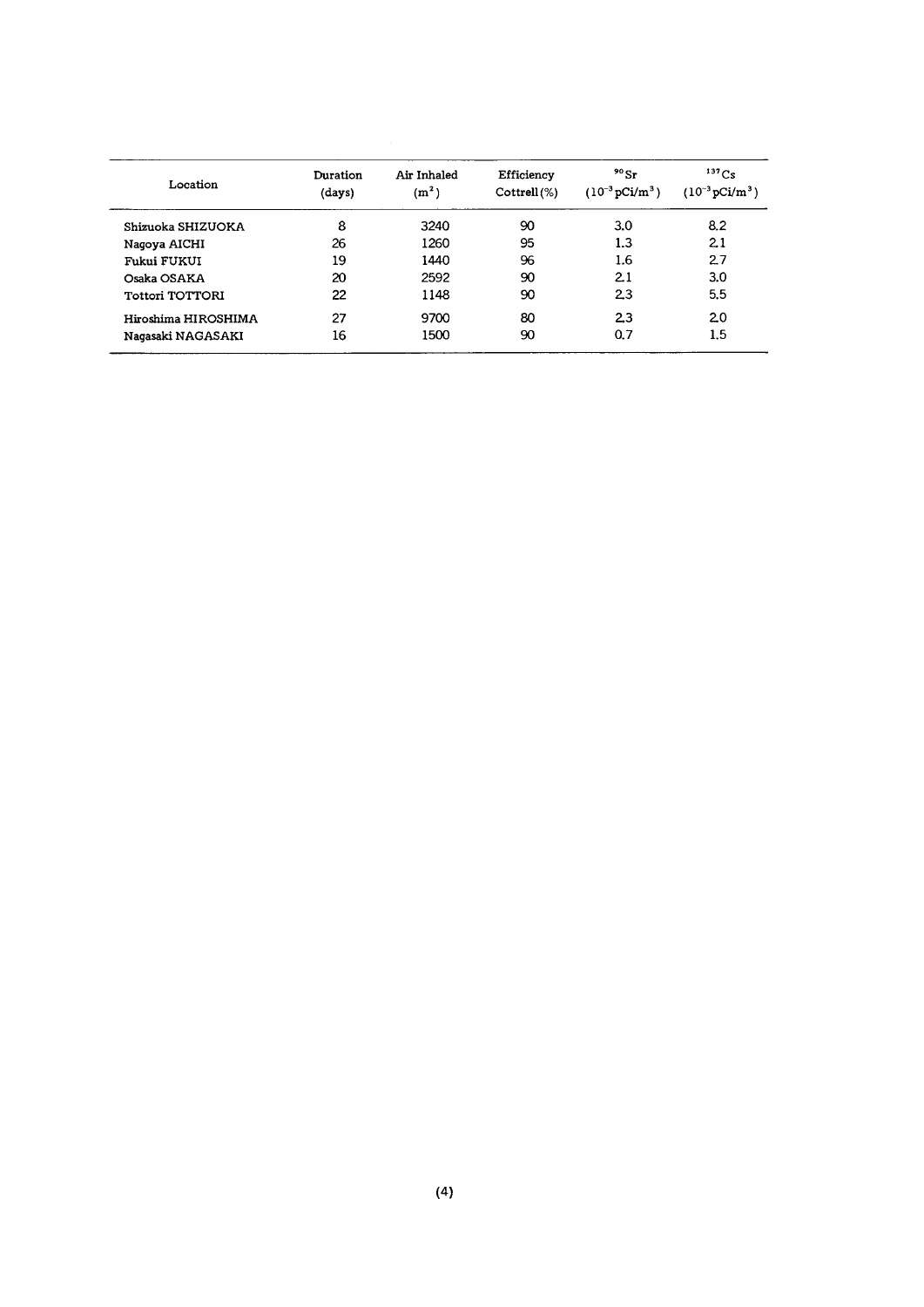| Location | Duration (days) | Air Inhaled ($m^3$) | Efficiency Cottrell (%) | $^{90}Sr$ ($10^{-3}$ pCi/m$^3$) | $^{137}Cs$ ($10^{-3}$ pCi/m$^3$) |
|---|---|---|---|---|---|
| Shizuoka SHIZUOKA | 8 | 3240 | 90 | 3.0 | 8.2 |
| Nagoya AICHI | 26 | 1260 | 95 | 1.3 | 2.1 |
| Fukui FUKUI | 19 | 1440 | 96 | 1.6 | 2.7 |
| Osaka OSAKA | 20 | 2592 | 90 | 2.1 | 3.0 |
| Tottori TOTTORI | 22 | 1148 | 90 | 2.3 | 5.5 |
| Hiroshima HIROSHIMA | 27 | 9700 | 80 | 2.3 | 2.0 |
| Nagasaki NAGASAKI | 16 | 1500 | 90 | 0.7 | 1.5 |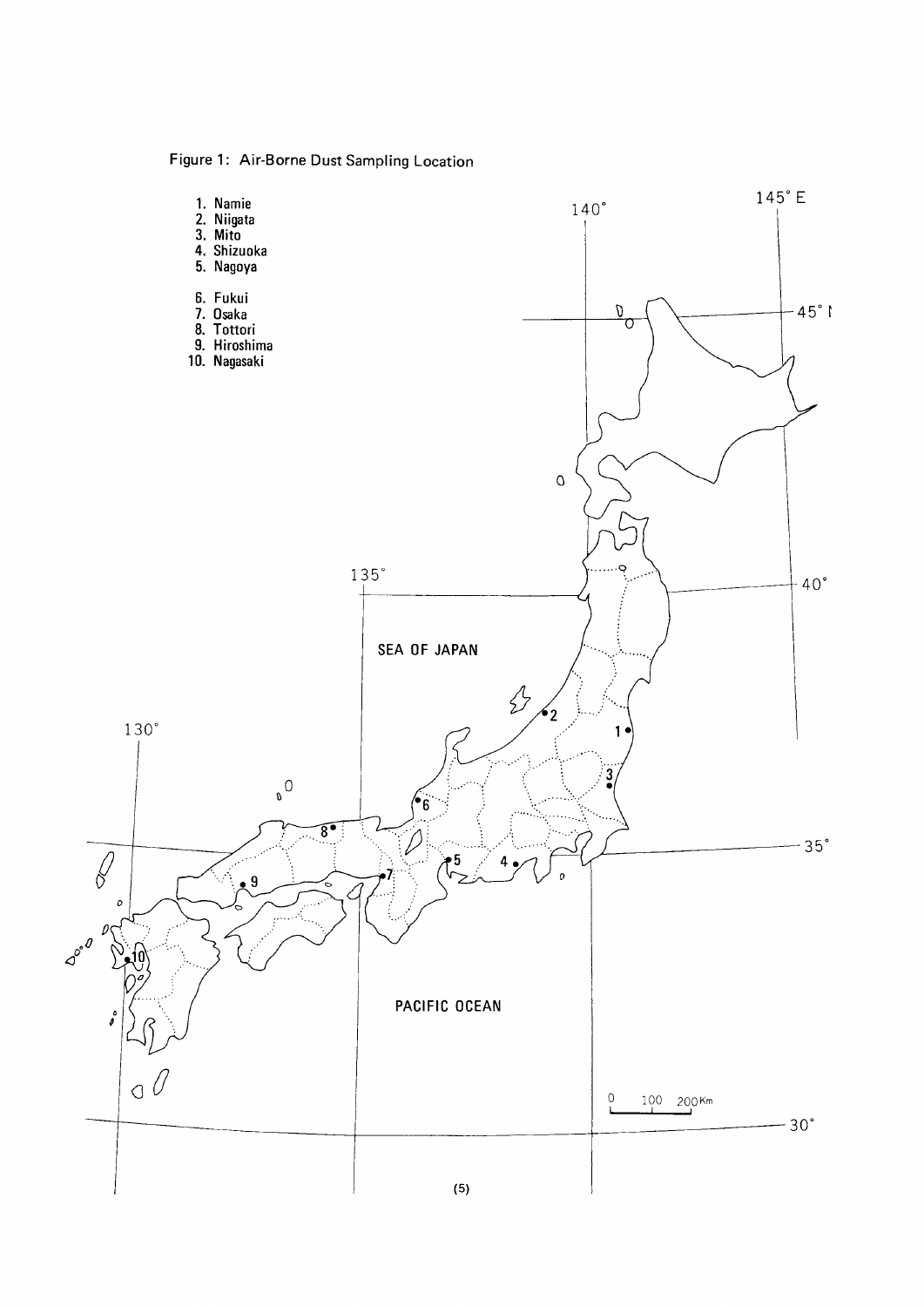Figure 1: Air-Borne Dust Sampling Location

1. Namie
2. Niigata
3. Mito
4. Shizuoka
5. Nagoya
6. Fukui
7. Osaka
8. Tottori
9. Hiroshima
10. Nagasaki

SEA OF JAPAN

PACIFIC OCEAN

0 100 200Km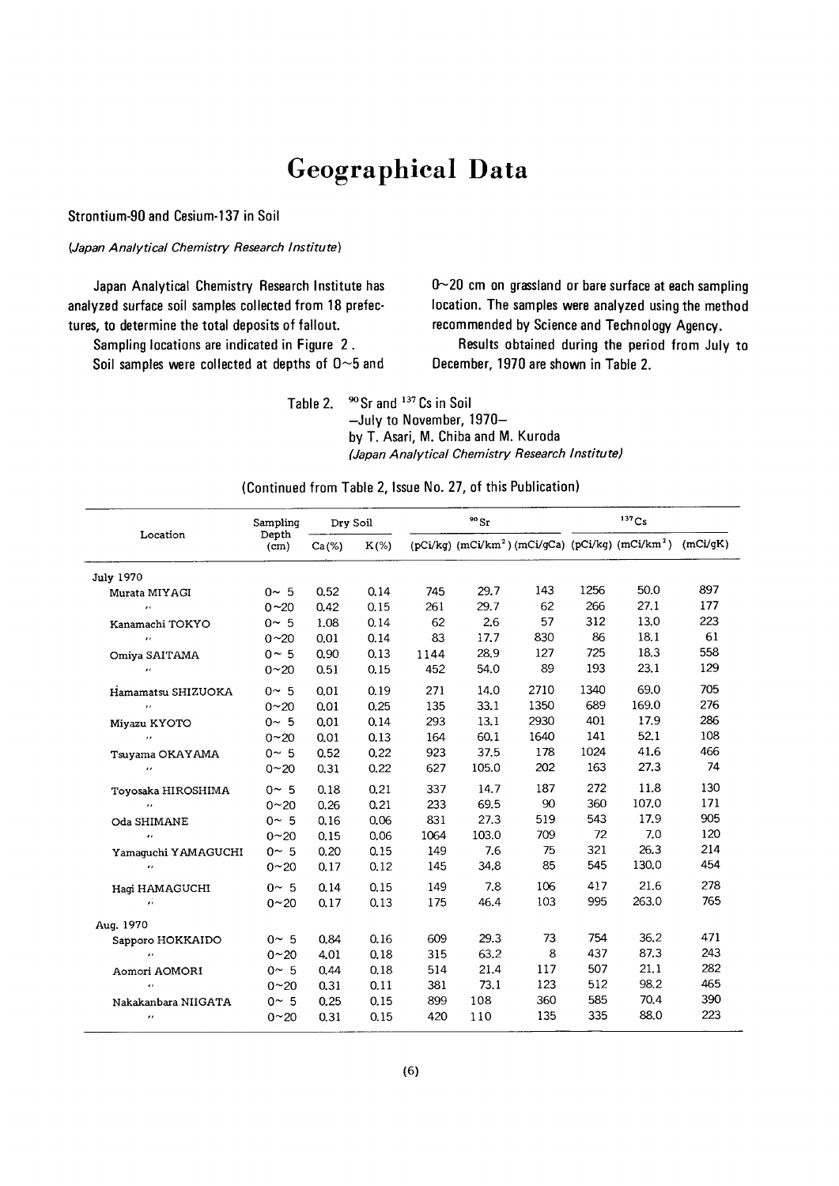# Geographical Data

## Strontium-90 and Cesium-137 in Soil

*(Japan Analytical Chemistry Research Institute)*

Japan Analytical Chemistry Research Institute has analyzed surface soil samples collected from 18 prefectures, to determine the total deposits of fallout.

Sampling locations are indicated in Figure 2.

Soil samples were collected at depths of 0~5 and 0~20 cm on grassland or bare surface at each sampling location. The samples were analyzed using the method recommended by Science and Technology Agency.

Results obtained during the period from July to December, 1970 are shown in Table 2.

Table 2. $^{90}Sr$ and $^{137}Cs$ in Soil
—July to November, 1970—
by T. Asari, M. Chiba and M. Kuroda
*(Japan Analytical Chemistry Research Institute)*

(Continued from Table 2, Issue No. 27, of this Publication)

| Location | Sampling Depth (cm) | Dry Soil | | $^{90}Sr$ | | | $^{137}Cs$ | | |
|---|---|---|---|---|---|---|---|---|---|
| | | Ca(%) | K(%) | (pCi/kg) | (mCi/km$^2$) | (mCi/gCa) | (pCi/kg) | (mCi/km$^2$) | (mCi/gK) |
| **July 1970** | | | | | | | | | |
| Murata MIYAGI | 0~ 5 | 0.52 | 0.14 | 745 | 29.7 | 143 | 1256 | 50.0 | 897 |
| 〃 | 0~20 | 0.42 | 0.15 | 261 | 29.7 | 62 | 266 | 27.1 | 177 |
| Kanamachi TOKYO | 0~ 5 | 1.08 | 0.14 | 62 | 2.6 | 57 | 312 | 13.0 | 223 |
| 〃 | 0~20 | 0.01 | 0.14 | 83 | 17.7 | 830 | 86 | 18.1 | 61 |
| Omiya SAITAMA | 0~ 5 | 0.90 | 0.13 | 1144 | 28.9 | 127 | 725 | 18.3 | 558 |
| 〃 | 0~20 | 0.51 | 0.15 | 452 | 54.0 | 89 | 193 | 23.1 | 129 |
| Hamamatsu SHIZUOKA | 0~ 5 | 0.01 | 0.19 | 271 | 14.0 | 2710 | 1340 | 69.0 | 705 |
| 〃 | 0~20 | 0.01 | 0.25 | 135 | 33.1 | 1350 | 689 | 169.0 | 276 |
| Miyazu KYOTO | 0~ 5 | 0.01 | 0.14 | 293 | 13.1 | 2930 | 401 | 17.9 | 286 |
| 〃 | 0~20 | 0.01 | 0.13 | 164 | 60.1 | 1640 | 141 | 52.1 | 108 |
| Tsuyama OKAYAMA | 0~ 5 | 0.52 | 0.22 | 923 | 37.5 | 178 | 1024 | 41.6 | 466 |
| 〃 | 0~20 | 0.31 | 0.22 | 627 | 105.0 | 202 | 163 | 27.3 | 74 |
| Toyosaka HIROSHIMA | 0~ 5 | 0.18 | 0.21 | 337 | 14.7 | 187 | 272 | 11.8 | 130 |
| 〃 | 0~20 | 0.26 | 0.21 | 233 | 69.5 | 90 | 360 | 107.0 | 171 |
| Oda SHIMANE | 0~ 5 | 0.16 | 0.06 | 831 | 27.3 | 519 | 543 | 17.9 | 905 |
| 〃 | 0~20 | 0.15 | 0.06 | 1064 | 103.0 | 709 | 72 | 7.0 | 120 |
| Yamaguchi YAMAGUCHI | 0~ 5 | 0.20 | 0.15 | 149 | 7.6 | 75 | 321 | 26.3 | 214 |
| 〃 | 0~20 | 0.17 | 0.12 | 145 | 34.8 | 85 | 545 | 130.0 | 454 |
| Hagi HAMAGUCHI | 0~ 5 | 0.14 | 0.15 | 149 | 7.8 | 106 | 417 | 21.6 | 278 |
| 〃 | 0~20 | 0.17 | 0.13 | 175 | 46.4 | 103 | 995 | 263.0 | 765 |
| **Aug. 1970** | | | | | | | | | |
| Sapporo HOKKAIDO | 0~ 5 | 0.84 | 0.16 | 609 | 29.3 | 73 | 754 | 36.2 | 471 |
| 〃 | 0~20 | 4.01 | 0.18 | 315 | 63.2 | 8 | 437 | 87.3 | 243 |
| Aomori AOMORI | 0~ 5 | 0.44 | 0.18 | 514 | 21.4 | 117 | 507 | 21.1 | 282 |
| 〃 | 0~20 | 0.31 | 0.11 | 381 | 73.1 | 123 | 512 | 98.2 | 465 |
| Nakakanbara NIIGATA | 0~ 5 | 0.25 | 0.15 | 899 | 108 | 360 | 585 | 70.4 | 390 |
| 〃 | 0~20 | 0.31 | 0.15 | 420 | 110 | 135 | 335 | 88.0 | 223 |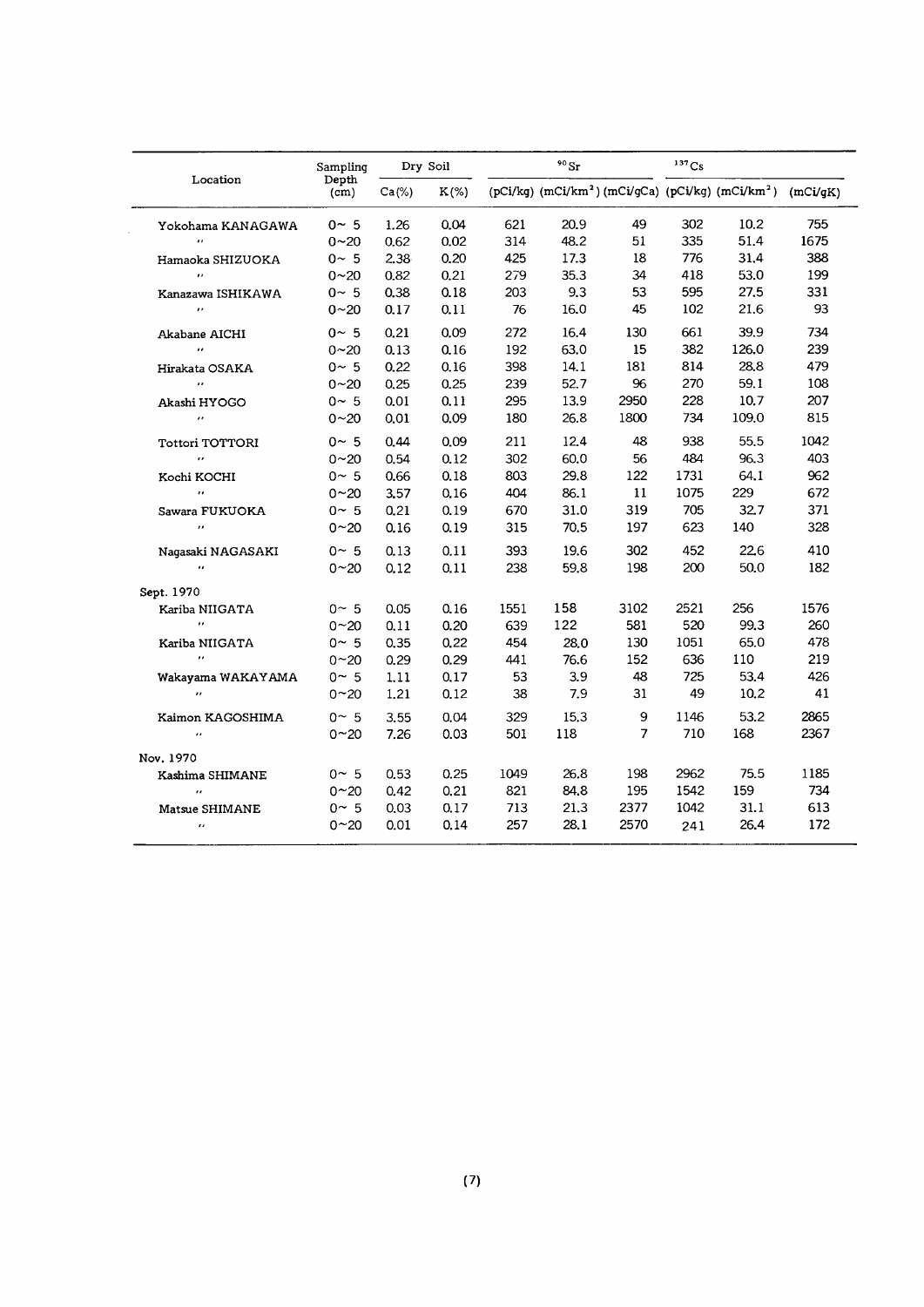| Location | Sampling Depth (cm) | Dry Soil | | $^{90}Sr$ | | | $^{137}Cs$ | | |
|---|---|---|---|---|---|---|---|---|---|
| | | Ca(%) | K(%) | (pCi/kg) | (mCi/km$^2$) | (mCi/gCa) | (pCi/kg) | (mCi/km$^2$) | (mCi/gK) |
| Yokohama KANAGAWA | 0~ 5 | 1.26 | 0.04 | 621 | 20.9 | 49 | 302 | 10.2 | 755 |
| 〃 | 0~20 | 0.62 | 0.02 | 314 | 48.2 | 51 | 335 | 51.4 | 1675 |
| Hamaoka SHIZUOKA | 0~ 5 | 2.38 | 0.20 | 425 | 17.3 | 18 | 776 | 31.4 | 388 |
| 〃 | 0~20 | 0.82 | 0.21 | 279 | 35.3 | 34 | 418 | 53.0 | 199 |
| Kanazawa ISHIKAWA | 0~ 5 | 0.38 | 0.18 | 203 | 9.3 | 53 | 595 | 27.5 | 331 |
| 〃 | 0~20 | 0.17 | 0.11 | 76 | 16.0 | 45 | 102 | 21.6 | 93 |
| Akabane AICHI | 0~ 5 | 0.21 | 0.09 | 272 | 16.4 | 130 | 661 | 39.9 | 734 |
| 〃 | 0~20 | 0.13 | 0.16 | 192 | 63.0 | 15 | 382 | 126.0 | 239 |
| Hirakata OSAKA | 0~ 5 | 0.22 | 0.16 | 398 | 14.1 | 181 | 814 | 28.8 | 479 |
| 〃 | 0~20 | 0.25 | 0.25 | 239 | 52.7 | 96 | 270 | 59.1 | 108 |
| Akashi HYOGO | 0~ 5 | 0.01 | 0.11 | 295 | 13.9 | 2950 | 228 | 10.7 | 207 |
| 〃 | 0~20 | 0.01 | 0.09 | 180 | 26.8 | 1800 | 734 | 109.0 | 815 |
| Tottori TOTTORI | 0~ 5 | 0.44 | 0.09 | 211 | 12.4 | 48 | 938 | 55.5 | 1042 |
| 〃 | 0~20 | 0.54 | 0.12 | 302 | 60.0 | 56 | 484 | 96.3 | 403 |
| Kochi KOCHI | 0~ 5 | 0.66 | 0.18 | 803 | 29.8 | 122 | 1731 | 64.1 | 962 |
| 〃 | 0~20 | 3.57 | 0.16 | 404 | 86.1 | 11 | 1075 | 229 | 672 |
| Sawara FUKUOKA | 0~ 5 | 0.21 | 0.19 | 670 | 31.0 | 319 | 705 | 32.7 | 371 |
| 〃 | 0~20 | 0.16 | 0.19 | 315 | 70.5 | 197 | 623 | 140 | 328 |
| Nagasaki NAGASAKI | 0~ 5 | 0.13 | 0.11 | 393 | 19.6 | 302 | 452 | 22.6 | 410 |
| 〃 | 0~20 | 0.12 | 0.11 | 238 | 59.8 | 198 | 200 | 50.0 | 182 |
| Sept. 1970 | | | | | | | | | |
| Kariba NIIGATA | 0~ 5 | 0.05 | 0.16 | 1551 | 158 | 3102 | 2521 | 256 | 1576 |
| 〃 | 0~20 | 0.11 | 0.20 | 639 | 122 | 581 | 520 | 99.3 | 260 |
| Kariba NIIGATA | 0~ 5 | 0.35 | 0.22 | 454 | 28.0 | 130 | 1051 | 65.0 | 478 |
| 〃 | 0~20 | 0.29 | 0.29 | 441 | 76.6 | 152 | 636 | 110 | 219 |
| Wakayama WAKAYAMA | 0~ 5 | 1.11 | 0.17 | 53 | 3.9 | 48 | 725 | 53.4 | 426 |
| 〃 | 0~20 | 1.21 | 0.12 | 38 | 7.9 | 31 | 49 | 10.2 | 41 |
| Kaimon KAGOSHIMA | 0~ 5 | 3.55 | 0.04 | 329 | 15.3 | 9 | 1146 | 53.2 | 2865 |
| 〃 | 0~20 | 7.26 | 0.03 | 501 | 118 | 7 | 710 | 168 | 2367 |
| Nov. 1970 | | | | | | | | | |
| Kashima SHIMANE | 0~ 5 | 0.53 | 0.25 | 1049 | 26.8 | 198 | 2962 | 75.5 | 1185 |
| 〃 | 0~20 | 0.42 | 0.21 | 821 | 84.8 | 195 | 1542 | 159 | 734 |
| Matsue SHIMANE | 0~ 5 | 0.03 | 0.17 | 713 | 21.3 | 2377 | 1042 | 31.1 | 613 |
| 〃 | 0~20 | 0.01 | 0.14 | 257 | 28.1 | 2570 | 241 | 26.4 | 172 |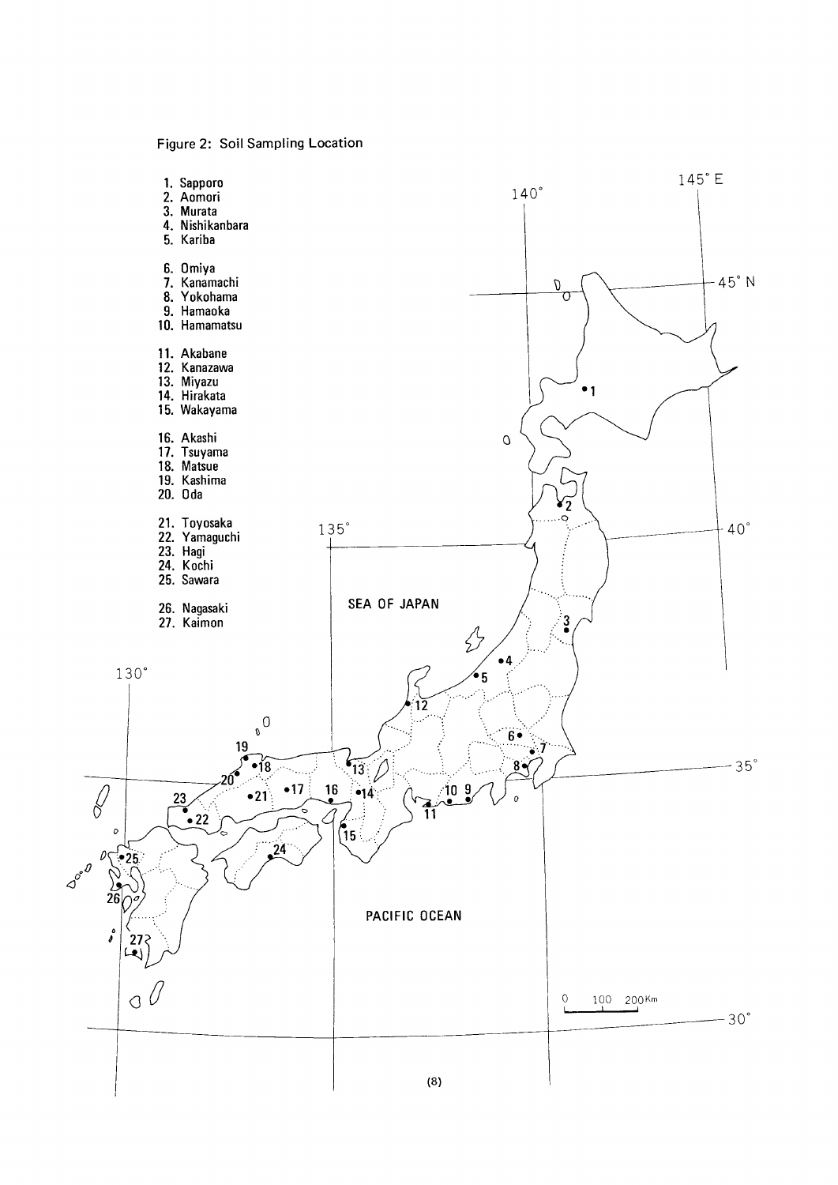Figure 2: Soil Sampling Location

1. Sapporo
2. Aomori
3. Murata
4. Nishikanbara
5. Kariba

6. Omiya
7. Kanamachi
8. Yokohama
9. Hamaoka
10. Hamamatsu

11. Akabane
12. Kanazawa
13. Miyazu
14. Hirakata
15. Wakayama

16. Akashi
17. Tsuyama
18. Matsue
19. Kashima
20. Oda

21. Toyosaka
22. Yamaguchi
23. Hagi
24. Kochi
25. Sawara

26. Nagasaki
27. Kaimon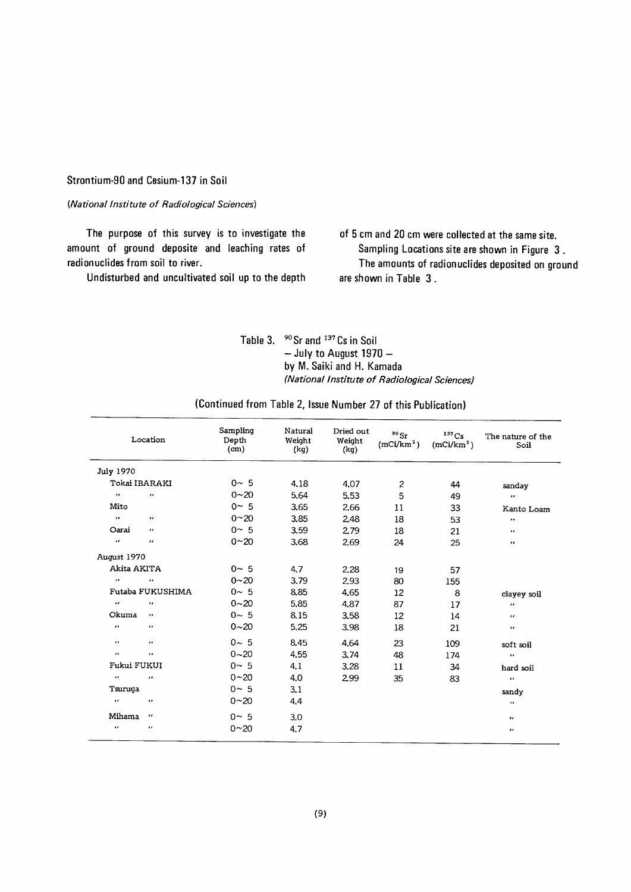## Strontium-90 and Cesium-137 in Soil

*(National Institute of Radiological Sciences)*

The purpose of this survey is to investigate the amount of ground deposite and leaching rates of radionuclides from soil to river.

Undisturbed and uncultivated soil up to the depth of 5 cm and 20 cm were collected at the same site.

Sampling Locations site are shown in Figure 3.

The amounts of radionuclides deposited on ground are shown in Table 3.

Table 3. $^{90}$Sr and $^{137}$Cs in Soil
– July to August 1970 –
by M. Saiki and H. Kamada
*(National Institute of Radiological Sciences)*

(Continued from Table 2, Issue Number 27 of this Publication)

| Location | Sampling Depth (cm) | Natural Weight (kg) | Dried out Weight (kg) | $^{90}$Sr (mCi/km$^2$) | $^{137}$Cs (mCi/km$^2$) | The nature of the Soil |
|---|---|---|---|---|---|---|
| July 1970 | | | | | | |
| Tokai IBARAKI | 0~ 5 | 4.18 | 4.07 | 2 | 44 | sanday |
| 〃 〃 | 0~20 | 5.64 | 5.53 | 5 | 49 | 〃 |
| Mito | 0~ 5 | 3.65 | 2.66 | 11 | 33 | Kanto Loam |
| 〃 〃 | 0~20 | 3.85 | 2.48 | 18 | 53 | 〃 |
| Oarai 〃 | 0~ 5 | 3.59 | 2.79 | 18 | 21 | 〃 |
| 〃 〃 | 0~20 | 3.68 | 2.69 | 24 | 25 | 〃 |
| August 1970 | | | | | | |
| Akita AKITA | 0~ 5 | 4.7 | 2.28 | 19 | 57 | |
| 〃 〃 | 0~20 | 3.79 | 2.93 | 80 | 155 | |
| Futaba FUKUSHIMA | 0~ 5 | 8.85 | 4.65 | 12 | 8 | clayey soil |
| 〃 〃 | 0~20 | 5.85 | 4.87 | 87 | 17 | 〃 |
| Okuma 〃 | 0~ 5 | 8.15 | 3.58 | 12 | 14 | 〃 |
| 〃 〃 | 0~20 | 5.25 | 3.98 | 18 | 21 | 〃 |
| 〃 〃 | 0~ 5 | 8.45 | 4.64 | 23 | 109 | soft soil |
| 〃 〃 | 0~20 | 4.55 | 3.74 | 48 | 174 | 〃 |
| Fukui FUKUI | 0~ 5 | 4.1 | 3.28 | 11 | 34 | hard soil |
| 〃 〃 | 0~20 | 4.0 | 2.99 | 35 | 83 | 〃 |
| Tsuruga | 0~ 5 | 3.1 | | | | sandy |
| 〃 〃 | 0~20 | 4.4 | | | | 〃 |
| Mihama 〃 | 0~ 5 | 3.0 | | | | 〃 |
| 〃 〃 | 0~20 | 4.7 | | | | 〃 |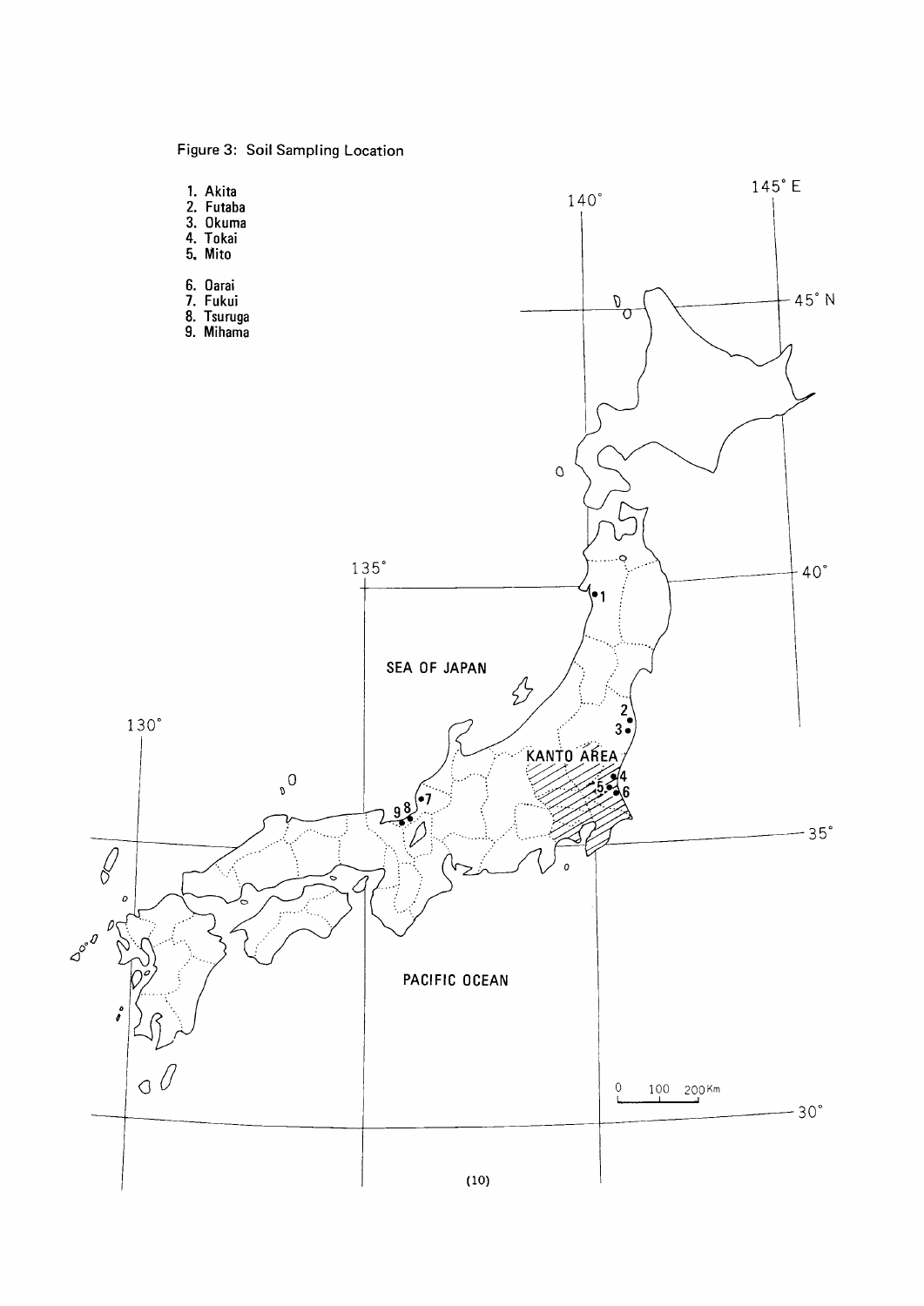Figure 3: Soil Sampling Location

1. Akita
2. Futaba
3. Okuma
4. Tokai
5. Mito
6. Oarai
7. Fukui
8. Tsuruga
9. Mihama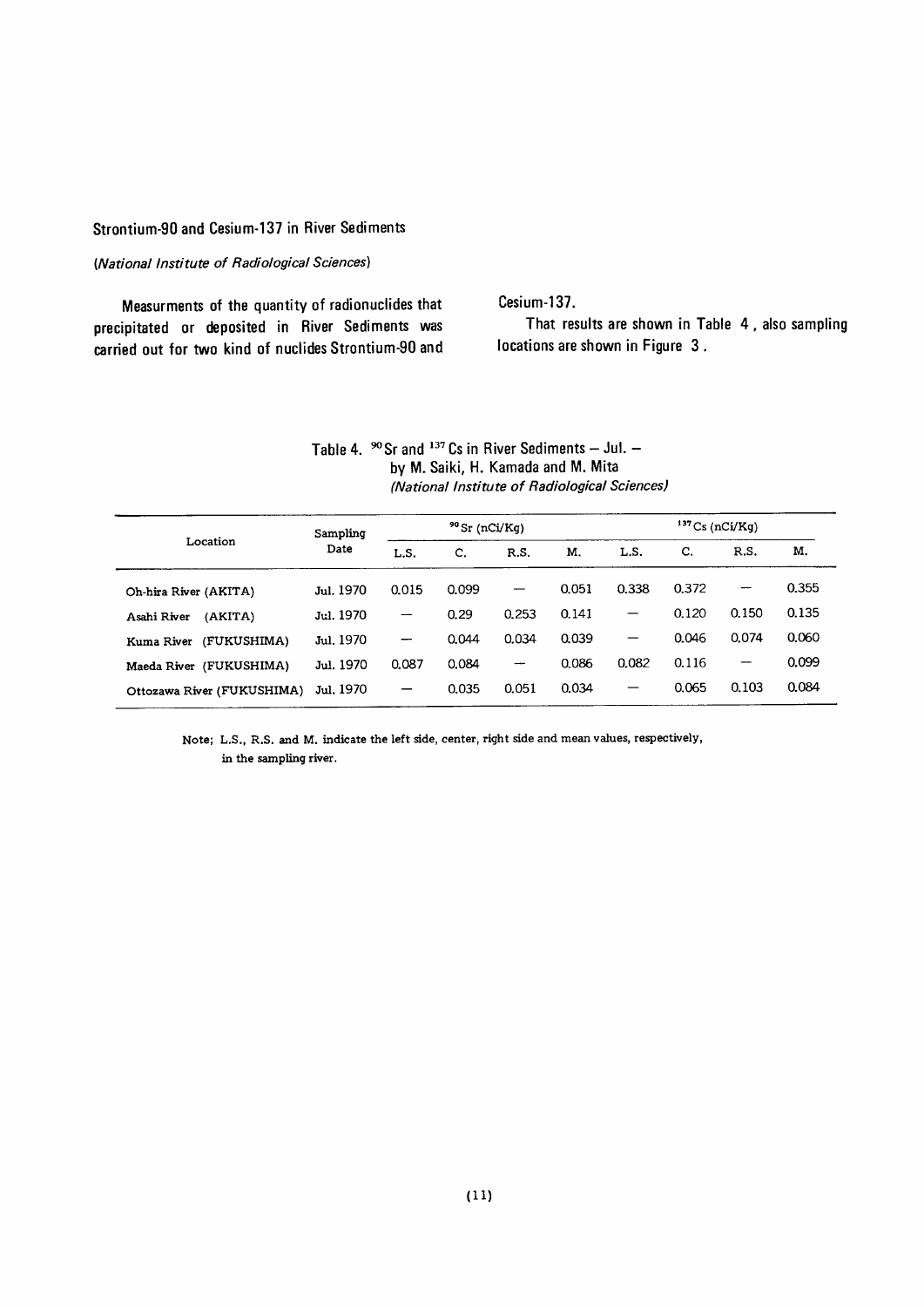## Strontium-90 and Cesium-137 in River Sediments

*(National Institute of Radiological Sciences)*

Measurments of the quantity of radionuclides that precipitated or deposited in River Sediments was carried out for two kind of nuclides Strontium-90 and Cesium-137.

That results are shown in Table 4, also sampling locations are shown in Figure 3.

Table 4. $^{90}Sr$ and $^{137}Cs$ in River Sediments – Jul. –
by M. Saiki, H. Kamada and M. Mita
*(National Institute of Radiological Sciences)*

| Location | Sampling Date | $^{90}Sr$ (nCi/Kg) | | | | $^{137}Cs$ (nCi/Kg) | | | |
|---|---|---|---|---|---|---|---|---|---|
| | | L.S. | C. | R.S. | M. | L.S. | C. | R.S. | M. |
| Oh-hira River (AKITA) | Jul. 1970 | 0.015 | 0.099 | — | 0.051 | 0.338 | 0.372 | — | 0.355 |
| Asahi River (AKITA) | Jul. 1970 | — | 0.29 | 0.253 | 0.141 | — | 0.120 | 0.150 | 0.135 |
| Kuma River (FUKUSHIMA) | Jul. 1970 | — | 0.044 | 0.034 | 0.039 | — | 0.046 | 0.074 | 0.060 |
| Maeda River (FUKUSHIMA) | Jul. 1970 | 0.087 | 0.084 | — | 0.086 | 0.082 | 0.116 | — | 0.099 |
| Ottozawa River (FUKUSHIMA) | Jul. 1970 | — | 0.035 | 0.051 | 0.034 | — | 0.065 | 0.103 | 0.084 |

Note; L.S., R.S. and M. indicate the left side, center, right side and mean values, respectively, in the sampling river.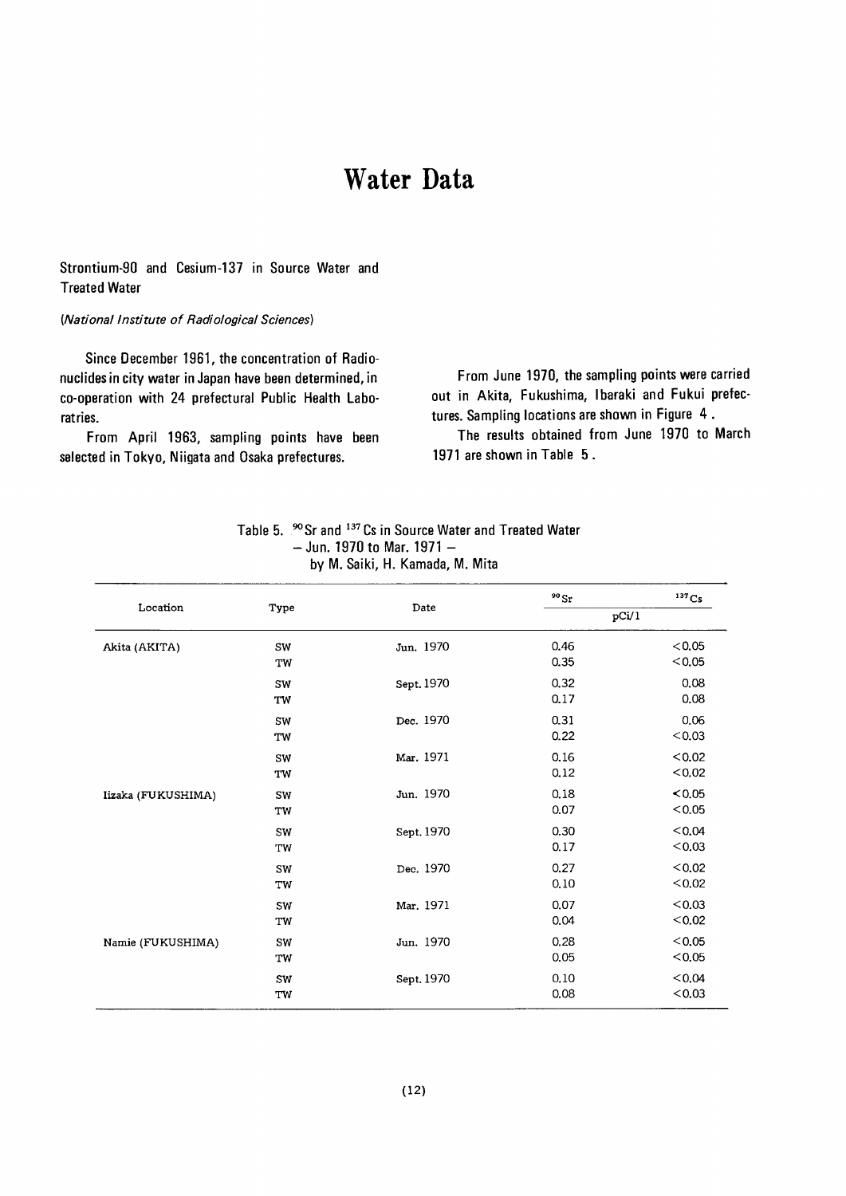# Water Data

Strontium-90 and Cesium-137 in Source Water and Treated Water

*(National Institute of Radiological Sciences)*

Since December 1961, the concentration of Radionuclides in city water in Japan have been determined, in co-operation with 24 prefectural Public Health Laboratries.

From April 1963, sampling points have been selected in Tokyo, Niigata and Osaka prefectures.

From June 1970, the sampling points were carried out in Akita, Fukushima, Ibaraki and Fukui prefectures. Sampling locations are shown in Figure 4.

The results obtained from June 1970 to March 1971 are shown in Table 5.

Table 5. $^{90}Sr$ and $^{137}Cs$ in Source Water and Treated Water
– Jun. 1970 to Mar. 1971 –
by M. Saiki, H. Kamada, M. Mita

| Location | Type | Date | $^{90}Sr$ (pCi/l) | $^{137}Cs$ (pCi/l) |
|---|---|---|---|---|
| Akita (AKITA) | SW | Jun. 1970 | 0.46 | <0.05 |
| | TW | | 0.35 | <0.05 |
| | SW | Sept. 1970 | 0.32 | 0.08 |
| | TW | | 0.17 | 0.08 |
| | SW | Dec. 1970 | 0.31 | 0.06 |
| | TW | | 0.22 | <0.03 |
| | SW | Mar. 1971 | 0.16 | <0.02 |
| | TW | | 0.12 | <0.02 |
| Iizaka (FUKUSHIMA) | SW | Jun. 1970 | 0.18 | <0.05 |
| | TW | | 0.07 | <0.05 |
| | SW | Sept. 1970 | 0.30 | <0.04 |
| | TW | | 0.17 | <0.03 |
| | SW | Dec. 1970 | 0.27 | <0.02 |
| | TW | | 0.10 | <0.02 |
| | SW | Mar. 1971 | 0.07 | <0.03 |
| | TW | | 0.04 | <0.02 |
| Namie (FUKUSHIMA) | SW | Jun. 1970 | 0.28 | <0.05 |
| | TW | | 0.05 | <0.05 |
| | SW | Sept. 1970 | 0.10 | <0.04 |
| | TW | | 0.08 | <0.03 |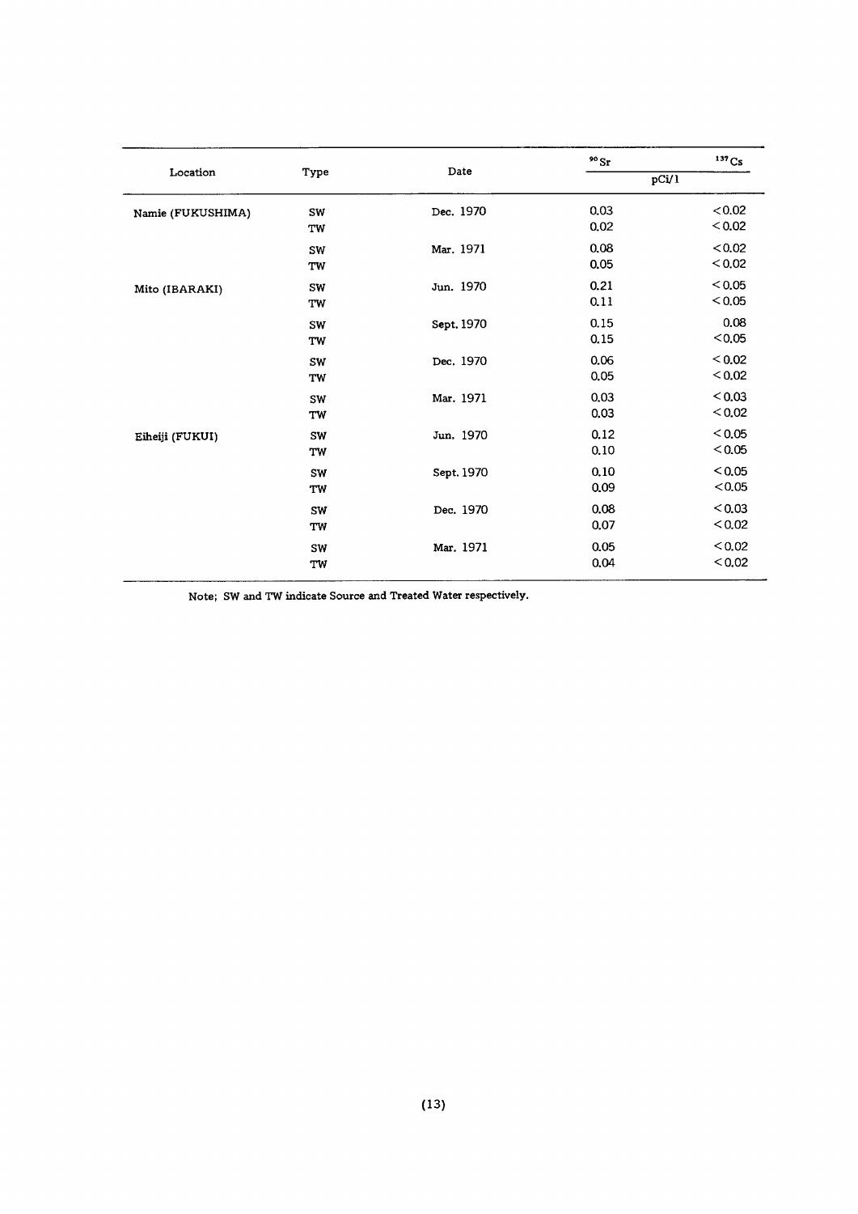| Location | Type | Date | $^{90}Sr$ | $^{137}Cs$ |
|---|---|---|---|---|
| | | | pCi/l | |
| Namie (FUKUSHIMA) | SW | Dec. 1970 | 0.03 | <0.02 |
| | TW | | 0.02 | <0.02 |
| | SW | Mar. 1971 | 0.08 | <0.02 |
| | TW | | 0.05 | <0.02 |
| Mito (IBARAKI) | SW | Jun. 1970 | 0.21 | <0.05 |
| | TW | | 0.11 | <0.05 |
| | SW | Sept. 1970 | 0.15 | 0.08 |
| | TW | | 0.15 | <0.05 |
| | SW | Dec. 1970 | 0.06 | <0.02 |
| | TW | | 0.05 | <0.02 |
| | SW | Mar. 1971 | 0.03 | <0.03 |
| | TW | | 0.03 | <0.02 |
| Eiheiji (FUKUI) | SW | Jun. 1970 | 0.12 | <0.05 |
| | TW | | 0.10 | <0.05 |
| | SW | Sept. 1970 | 0.10 | <0.05 |
| | TW | | 0.09 | <0.05 |
| | SW | Dec. 1970 | 0.08 | <0.03 |
| | TW | | 0.07 | <0.02 |
| | SW | Mar. 1971 | 0.05 | <0.02 |
| | TW | | 0.04 | <0.02 |

Note; SW and TW indicate Source and Treated Water respectively.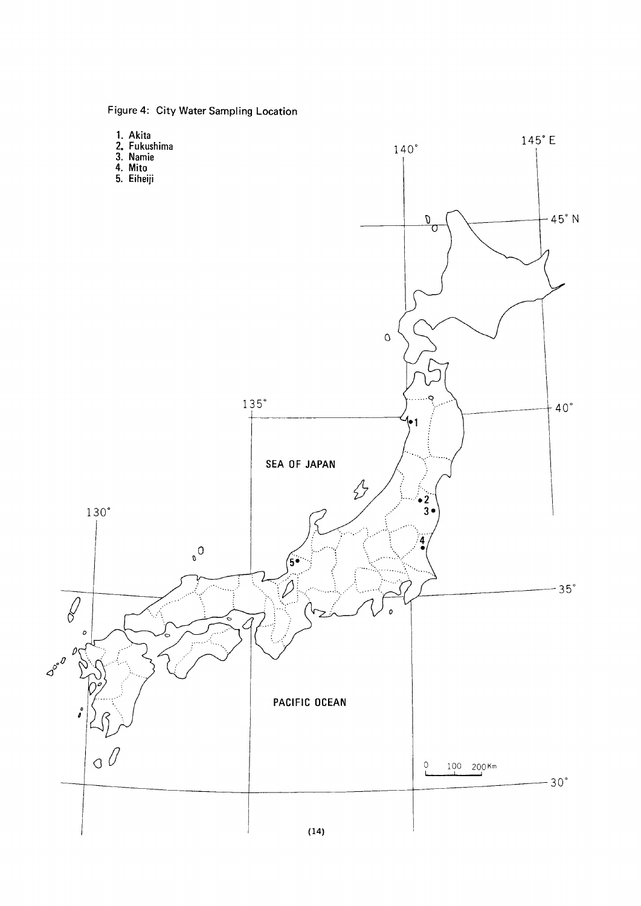Figure 4: City Water Sampling Location

1. Akita
2. Fukushima
3. Namie
4. Mito
5. Eiheiji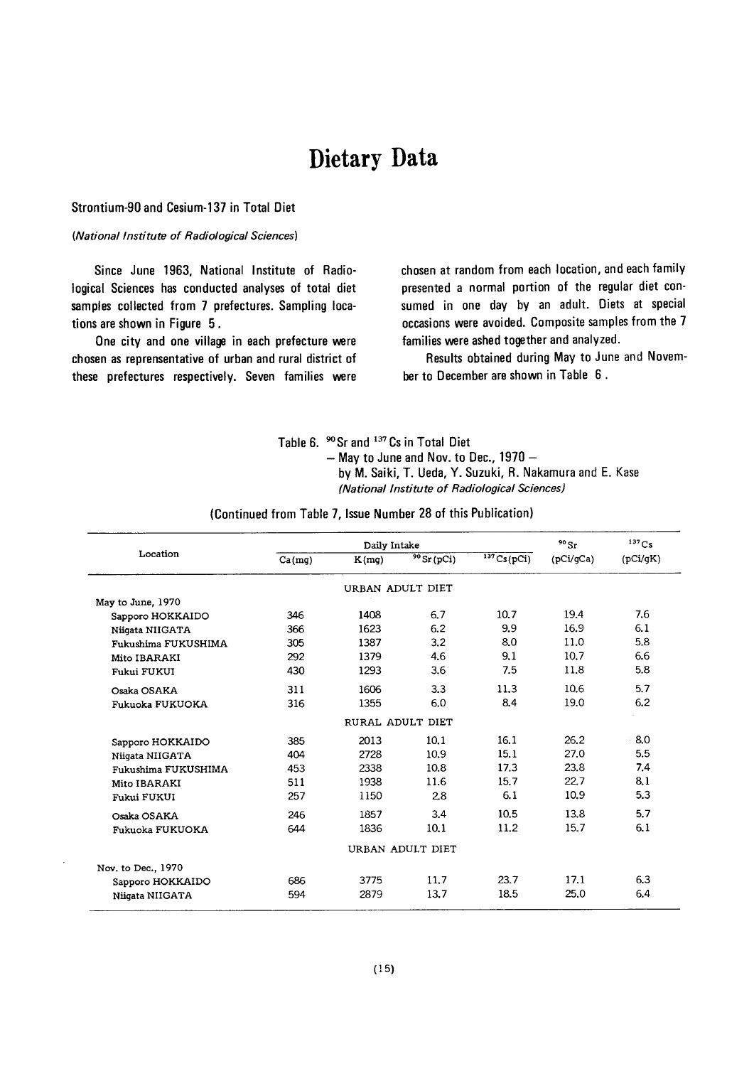# Dietary Data

## Strontium-90 and Cesium-137 in Total Diet

*(National Institute of Radiological Sciences)*

Since June 1963, National Institute of Radiological Sciences has conducted analyses of total diet samples collected from 7 prefectures. Sampling locations are shown in Figure 5.

One city and one village in each prefecture were chosen as reprensentative of urban and rural district of these prefectures respectively. Seven families were chosen at random from each location, and each family presented a normal portion of the regular diet consumed in one day by an adult. Diets at special occasions were avoided. Composite samples from the 7 families were ashed together and analyzed.

Results obtained during May to June and November to December are shown in Table 6.

Table 6. $^{90}$Sr and $^{137}$Cs in Total Diet
— May to June and Nov. to Dec., 1970 —
by M. Saiki, T. Ueda, Y. Suzuki, R. Nakamura and E. Kase
*(National Institute of Radiological Sciences)*

(Continued from Table 7, Issue Number 28 of this Publication)

| Location | Daily Intake | | | | $^{90}$Sr | $^{137}$Cs |
|---|---|---|---|---|---|---|
| | Ca(mg) | K(mg) | $^{90}$Sr(pCi) | $^{137}$Cs(pCi) | (pCi/gCa) | (pCi/gK) |
| | | URBAN ADULT DIET | | | | |
| May to June, 1970 | | | | | | |
| Sapporo HOKKAIDO | 346 | 1408 | 6.7 | 10.7 | 19.4 | 7.6 |
| Niigata NIIGATA | 366 | 1623 | 6.2 | 9.9 | 16.9 | 6.1 |
| Fukushima FUKUSHIMA | 305 | 1387 | 3.2 | 8.0 | 11.0 | 5.8 |
| Mito IBARAKI | 292 | 1379 | 4.6 | 9.1 | 10.7 | 6.6 |
| Fukui FUKUI | 430 | 1293 | 3.6 | 7.5 | 11.8 | 5.8 |
| Osaka OSAKA | 311 | 1606 | 3.3 | 11.3 | 10.6 | 5.7 |
| Fukuoka FUKUOKA | 316 | 1355 | 6.0 | 8.4 | 19.0 | 6.2 |
| | | RURAL ADULT DIET | | | | |
| Sapporo HOKKAIDO | 385 | 2013 | 10.1 | 16.1 | 26.2 | 8.0 |
| Niigata NIIGATA | 404 | 2728 | 10.9 | 15.1 | 27.0 | 5.5 |
| Fukushima FUKUSHIMA | 453 | 2338 | 10.8 | 17.3 | 23.8 | 7.4 |
| Mito IBARAKI | 511 | 1938 | 11.6 | 15.7 | 22.7 | 8.1 |
| Fukui FUKUI | 257 | 1150 | 2.8 | 6.1 | 10.9 | 5.3 |
| Osaka OSAKA | 246 | 1857 | 3.4 | 10.5 | 13.8 | 5.7 |
| Fukuoka FUKUOKA | 644 | 1836 | 10.1 | 11.2 | 15.7 | 6.1 |
| | | URBAN ADULT DIET | | | | |
| Nov. to Dec., 1970 | | | | | | |
| Sapporo HOKKAIDO | 686 | 3775 | 11.7 | 23.7 | 17.1 | 6.3 |
| Niigata NIIGATA | 594 | 2879 | 13.7 | 18.5 | 25.0 | 6.4 |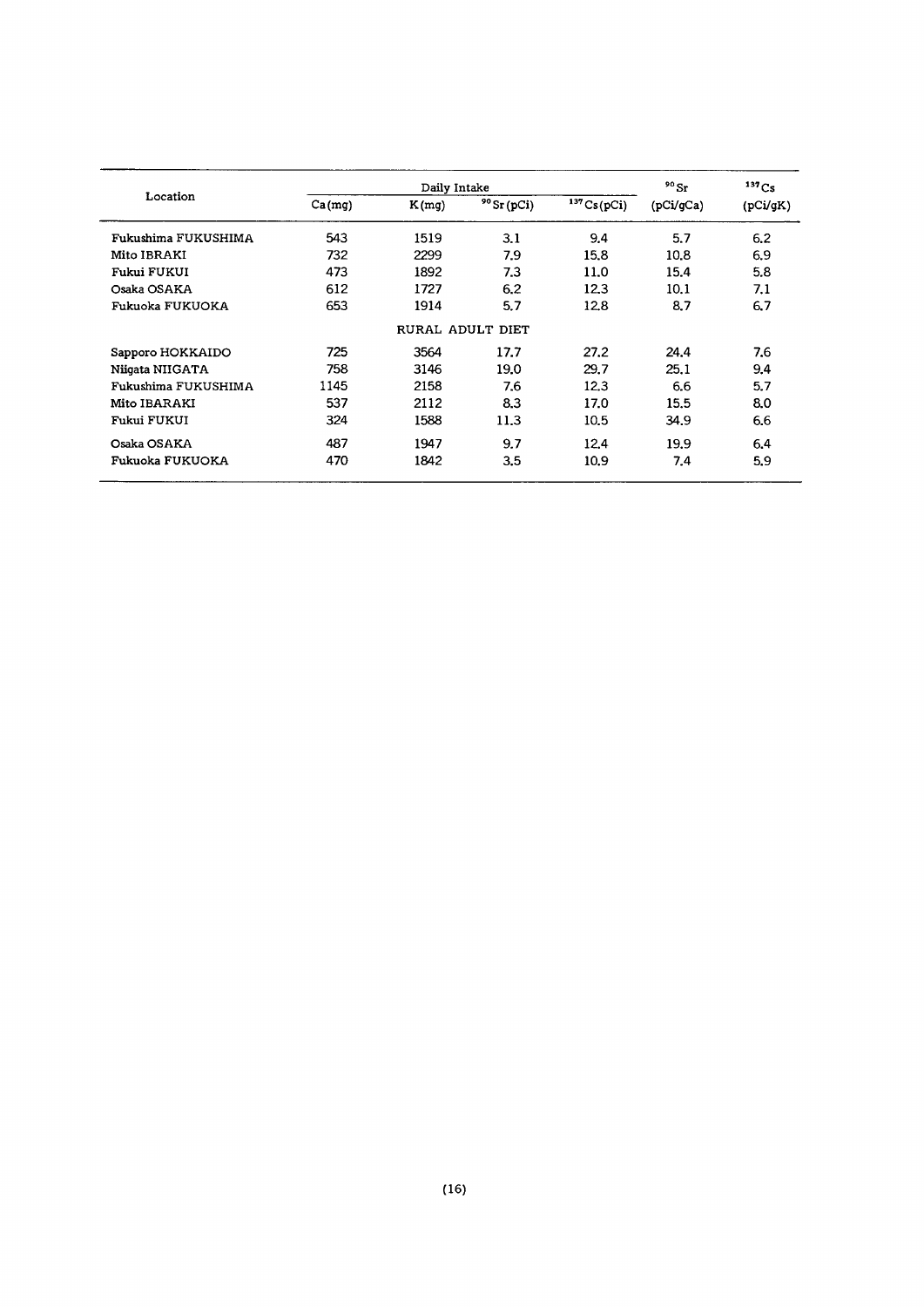| Location | Daily Intake | | | | $^{90}Sr$ | $^{137}Cs$ |
|---|---|---|---|---|---|---|
| | Ca(mg) | K(mg) | $^{90}Sr$(pCi) | $^{137}Cs$(pCi) | (pCi/gCa) | (pCi/gK) |
| Fukushima FUKUSHIMA | 543 | 1519 | 3.1 | 9.4 | 5.7 | 6.2 |
| Mito IBRAKI | 732 | 2299 | 7.9 | 15.8 | 10.8 | 6.9 |
| Fukui FUKUI | 473 | 1892 | 7.3 | 11.0 | 15.4 | 5.8 |
| Osaka OSAKA | 612 | 1727 | 6.2 | 12.3 | 10.1 | 7.1 |
| Fukuoka FUKUOKA | 653 | 1914 | 5.7 | 12.8 | 8.7 | 6.7 |
| RURAL ADULT DIET | | | | | | |
| Sapporo HOKKAIDO | 725 | 3564 | 17.7 | 27.2 | 24.4 | 7.6 |
| Niigata NIIGATA | 758 | 3146 | 19.0 | 29.7 | 25.1 | 9.4 |
| Fukushima FUKUSHIMA | 1145 | 2158 | 7.6 | 12.3 | 6.6 | 5.7 |
| Mito IBARAKI | 537 | 2112 | 8.3 | 17.0 | 15.5 | 8.0 |
| Fukui FUKUI | 324 | 1588 | 11.3 | 10.5 | 34.9 | 6.6 |
| Osaka OSAKA | 487 | 1947 | 9.7 | 12.4 | 19.9 | 6.4 |
| Fukuoka FUKUOKA | 470 | 1842 | 3.5 | 10.9 | 7.4 | 5.9 |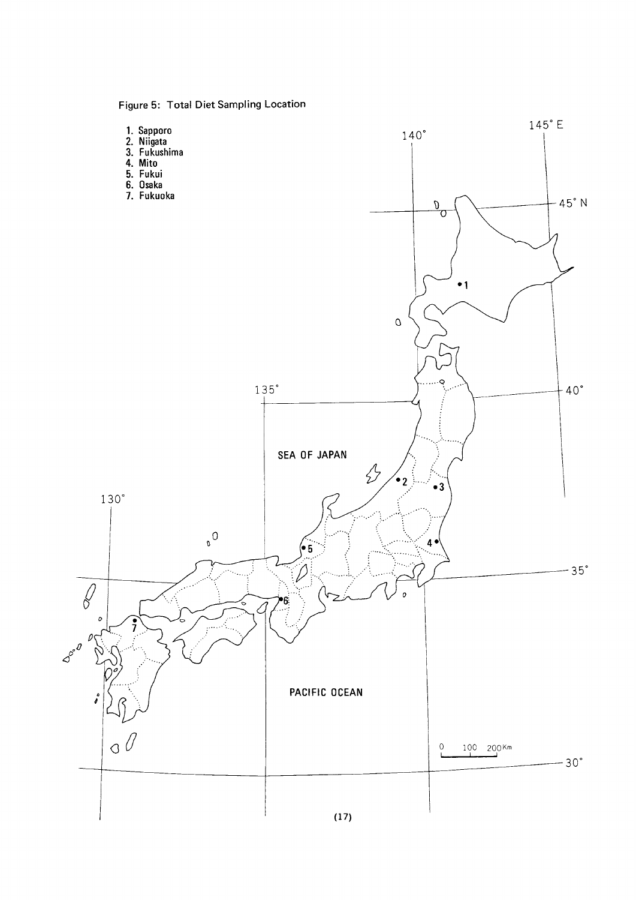Figure 5: Total Diet Sampling Location

1. Sapporo
2. Niigata
3. Fukushima
4. Mito
5. Fukui
6. Osaka
7. Fukuoka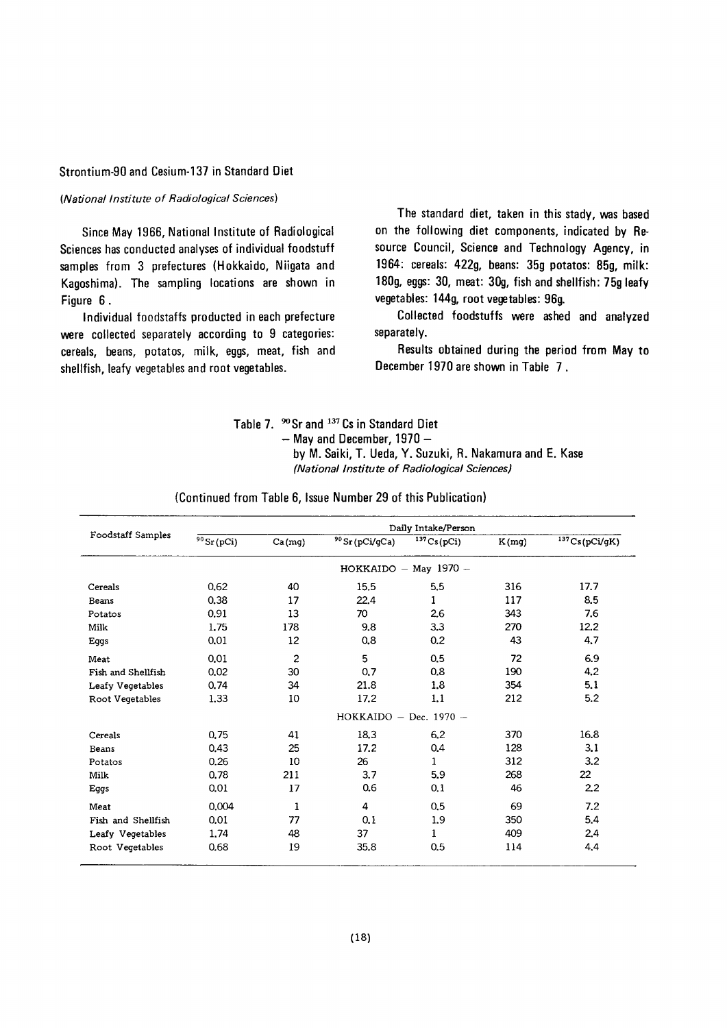## Strontium-90 and Cesium-137 in Standard Diet

*(National Institute of Radiological Sciences)*

Since May 1966, National Institute of Radiological Sciences has conducted analyses of individual foodstuff samples from 3 prefectures (Hokkaido, Niigata and Kagoshima). The sampling locations are shown in Figure 6.

Individual foodstaffs producted in each prefecture were collected separately according to 9 categories: cereals, beans, potatos, milk, eggs, meat, fish and shellfish, leafy vegetables and root vegetables.

The standard diet, taken in this stady, was based on the following diet components, indicated by Resource Council, Science and Technology Agency, in 1964: cereals: 422g, beans: 35g potatos: 85g, milk: 180g, eggs: 30, meat: 30g, fish and shellfish: 75g leafy vegetables: 144g, root vegetables: 96g.

Collected foodstuffs were ashed and analyzed separately.

Results obtained during the period from May to December 1970 are shown in Table 7.

Table 7. $^{90}$Sr and $^{137}$Cs in Standard Diet
– May and December, 1970 –
by M. Saiki, T. Ueda, Y. Suzuki, R. Nakamura and E. Kase
*(National Institute of Radiological Sciences)*

(Continued from Table 6, Issue Number 29 of this Publication)

| Foodstaff Samples | Daily Intake/Person | | | | | |
|---|---|---|---|---|---|---|
| | $^{90}$Sr (pCi) | Ca (mg) | $^{90}$Sr (pCi/gCa) | $^{137}$Cs (pCi) | K (mg) | $^{137}$Cs (pCi/gK) |
| | | | HOKKAIDO – May 1970 – | | | |
| Cereals | 0.62 | 40 | 15.5 | 5.5 | 316 | 17.7 |
| Beans | 0.38 | 17 | 22.4 | 1 | 117 | 8.5 |
| Potatos | 0.91 | 13 | 70 | 2.6 | 343 | 7.6 |
| Milk | 1.75 | 178 | 9.8 | 3.3 | 270 | 12.2 |
| Eggs | 0.01 | 12 | 0.8 | 0.2 | 43 | 4.7 |
| Meat | 0.01 | 2 | 5 | 0.5 | 72 | 6.9 |
| Fish and Shellfish | 0.02 | 30 | 0.7 | 0.8 | 190 | 4.2 |
| Leafy Vegetables | 0.74 | 34 | 21.8 | 1.8 | 354 | 5.1 |
| Root Vegetables | 1.33 | 10 | 17.2 | 1.1 | 212 | 5.2 |
| | | | HOKKAIDO – Dec. 1970 – | | | |
| Cereals | 0.75 | 41 | 18.3 | 6.2 | 370 | 16.8 |
| Beans | 0.43 | 25 | 17.2 | 0.4 | 128 | 3.1 |
| Potatos | 0.26 | 10 | 26 | 1 | 312 | 3.2 |
| Milk | 0.78 | 211 | 3.7 | 5.9 | 268 | 22 |
| Eggs | 0.01 | 17 | 0.6 | 0.1 | 46 | 2.2 |
| Meat | 0.004 | 1 | 4 | 0.5 | 69 | 7.2 |
| Fish and Shellfish | 0.01 | 77 | 0.1 | 1.9 | 350 | 5.4 |
| Leafy Vegetables | 1.74 | 48 | 37 | 1 | 409 | 2.4 |
| Root Vegetables | 0.68 | 19 | 35.8 | 0.5 | 114 | 4.4 |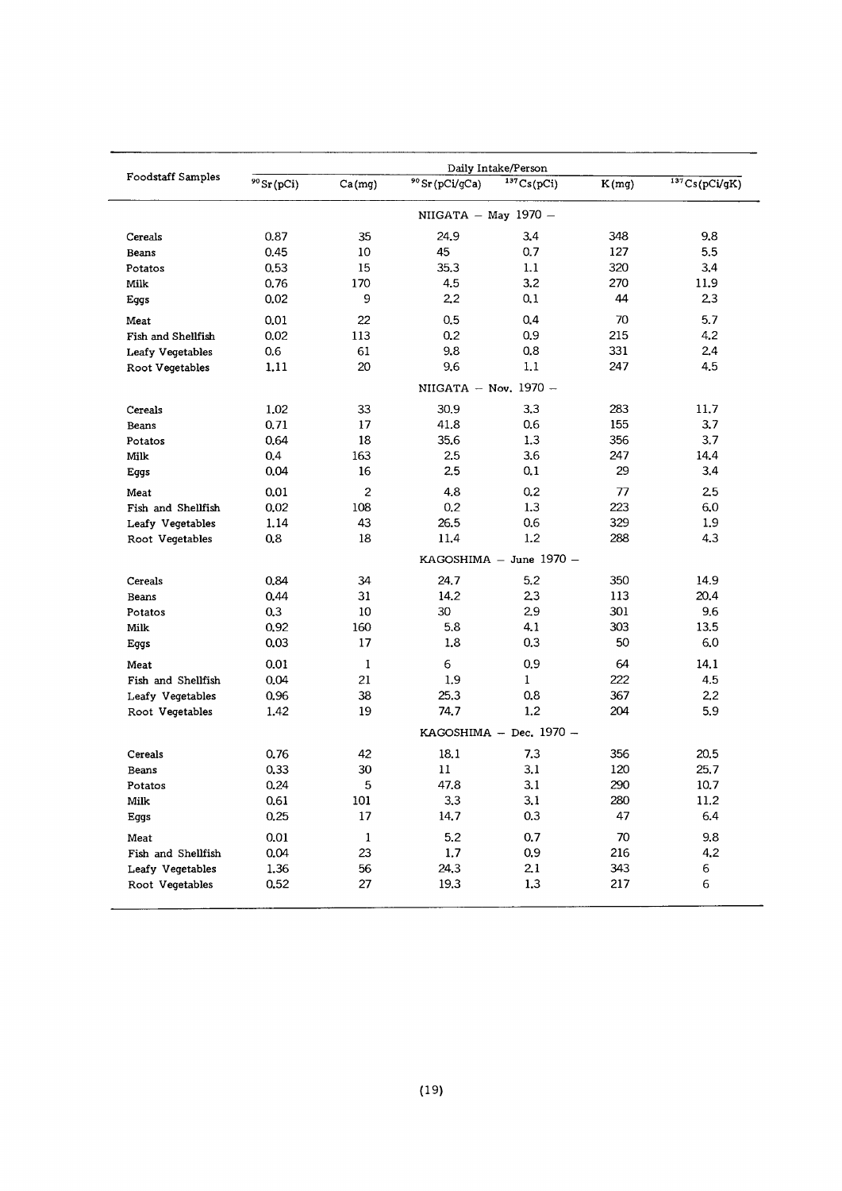| Foodstaff Samples | Daily Intake/Person | | | | | |
|---|---|---|---|---|---|---|
| | $^{90}Sr$ (pCi) | Ca (mg) | $^{90}Sr$ (pCi/gCa) | $^{137}Cs$ (pCi) | K (mg) | $^{137}Cs$ (pCi/gK) |
| | | | NIIGATA – May 1970 – | | | |
| Cereals | 0.87 | 35 | 24.9 | 3.4 | 348 | 9.8 |
| Beans | 0.45 | 10 | 45 | 0.7 | 127 | 5.5 |
| Potatos | 0.53 | 15 | 35.3 | 1.1 | 320 | 3.4 |
| Milk | 0.76 | 170 | 4.5 | 3.2 | 270 | 11.9 |
| Eggs | 0.02 | 9 | 2.2 | 0.1 | 44 | 2.3 |
| Meat | 0.01 | 22 | 0.5 | 0.4 | 70 | 5.7 |
| Fish and Shellfish | 0.02 | 113 | 0.2 | 0.9 | 215 | 4.2 |
| Leafy Vegetables | 0.6 | 61 | 9.8 | 0.8 | 331 | 2.4 |
| Root Vegetables | 1.11 | 20 | 9.6 | 1.1 | 247 | 4.5 |
| | | | NIIGATA – Nov. 1970 – | | | |
| Cereals | 1.02 | 33 | 30.9 | 3.3 | 283 | 11.7 |
| Beans | 0.71 | 17 | 41.8 | 0.6 | 155 | 3.7 |
| Potatos | 0.64 | 18 | 35.6 | 1.3 | 356 | 3.7 |
| Milk | 0.4 | 163 | 2.5 | 3.6 | 247 | 14.4 |
| Eggs | 0.04 | 16 | 2.5 | 0.1 | 29 | 3.4 |
| Meat | 0.01 | 2 | 4.8 | 0.2 | 77 | 2.5 |
| Fish and Shellfish | 0.02 | 108 | 0.2 | 1.3 | 223 | 6.0 |
| Leafy Vegetables | 1.14 | 43 | 26.5 | 0.6 | 329 | 1.9 |
| Root Vegetables | 0.8 | 18 | 11.4 | 1.2 | 288 | 4.3 |
| | | | KAGOSHIMA – June 1970 – | | | |
| Cereals | 0.84 | 34 | 24.7 | 5.2 | 350 | 14.9 |
| Beans | 0.44 | 31 | 14.2 | 2.3 | 113 | 20.4 |
| Potatos | 0.3 | 10 | 30 | 2.9 | 301 | 9.6 |
| Milk | 0.92 | 160 | 5.8 | 4.1 | 303 | 13.5 |
| Eggs | 0.03 | 17 | 1.8 | 0.3 | 50 | 6.0 |
| Meat | 0.01 | 1 | 6 | 0.9 | 64 | 14.1 |
| Fish and Shellfish | 0.04 | 21 | 1.9 | 1 | 222 | 4.5 |
| Leafy Vegetables | 0.96 | 38 | 25.3 | 0.8 | 367 | 2.2 |
| Root Vegetables | 1.42 | 19 | 74.7 | 1.2 | 204 | 5.9 |
| | | | KAGOSHIMA – Dec. 1970 – | | | |
| Cereals | 0.76 | 42 | 18.1 | 7.3 | 356 | 20.5 |
| Beans | 0.33 | 30 | 11 | 3.1 | 120 | 25.7 |
| Potatos | 0.24 | 5 | 47.8 | 3.1 | 290 | 10.7 |
| Milk | 0.61 | 101 | 3.3 | 3.1 | 280 | 11.2 |
| Eggs | 0.25 | 17 | 14.7 | 0.3 | 47 | 6.4 |
| Meat | 0.01 | 1 | 5.2 | 0.7 | 70 | 9.8 |
| Fish and Shellfish | 0.04 | 23 | 1.7 | 0.9 | 216 | 4.2 |
| Leafy Vegetables | 1.36 | 56 | 24.3 | 2.1 | 343 | 6 |
| Root Vegetables | 0.52 | 27 | 19.3 | 1.3 | 217 | 6 |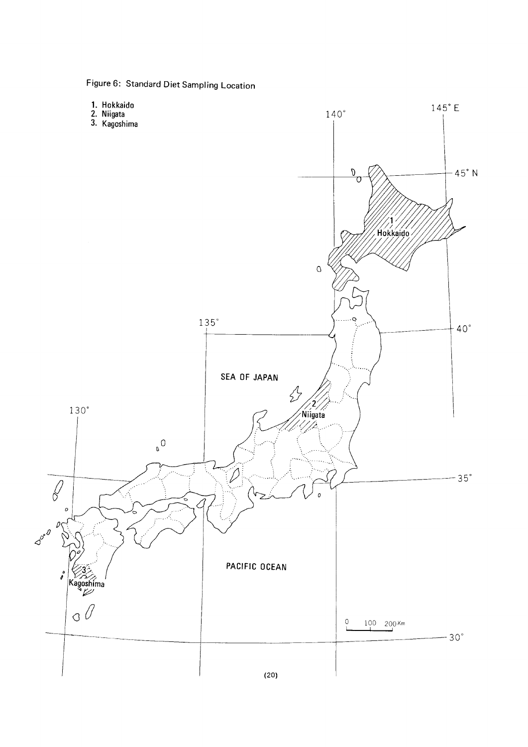Figure 6: Standard Diet Sampling Location

1. Hokkaido
2. Niigata
3. Kagoshima

140°

145° E

45° N

1
Hokkaido

40°

135°

SEA OF JAPAN

2
Niigata

130°

35°

PACIFIC OCEAN

3
Kagoshima

0 100 200 Km

30°